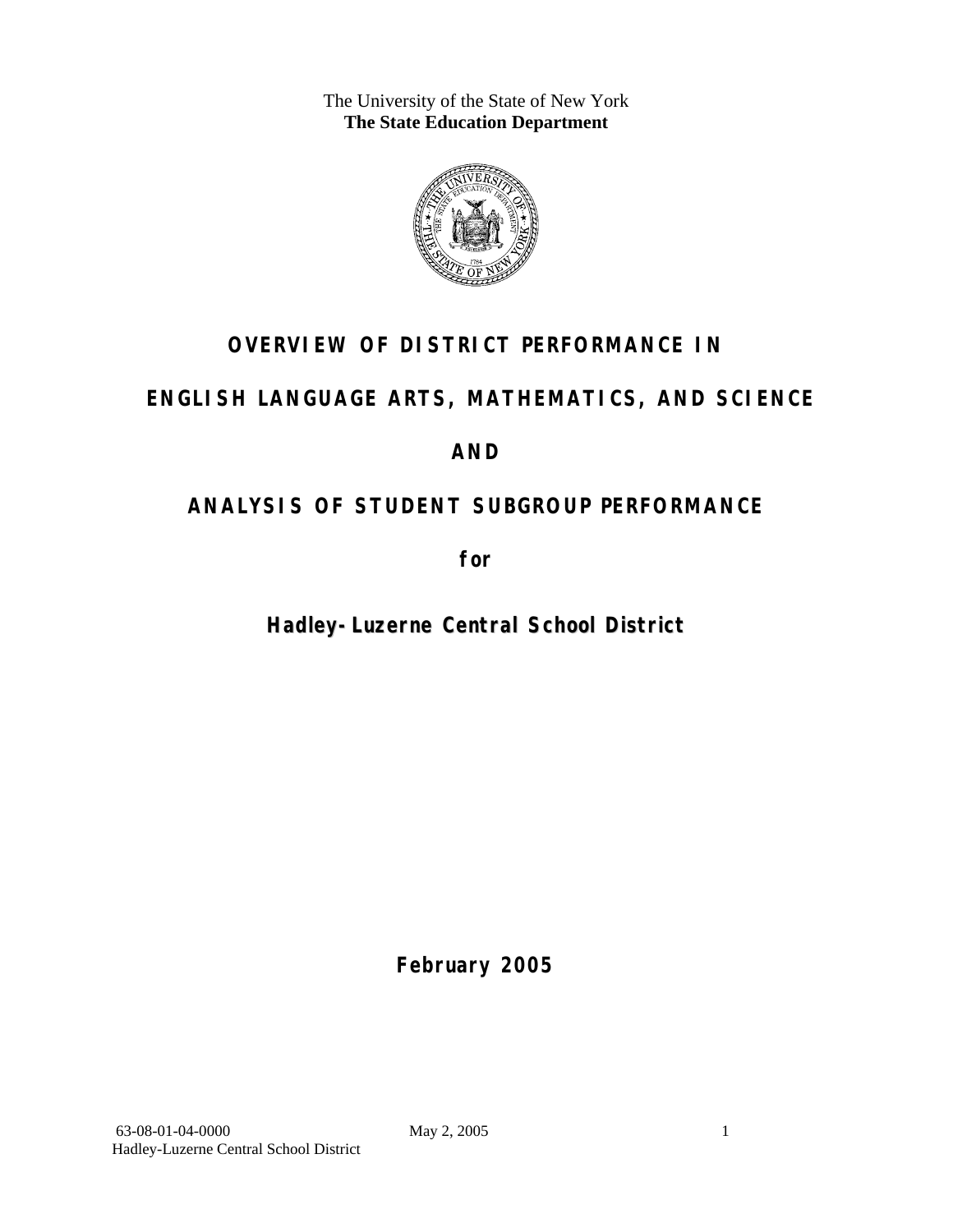The University of the State of New York
**The State Education Department**

# OVERVIEW OF DISTRICT PERFORMANCE IN

# ENGLISH LANGUAGE ARTS, MATHEMATICS, AND SCIENCE

# AND

# ANALYSIS OF STUDENT SUBGROUP PERFORMANCE

## for

## Hadley-Luzerne Central School District

**February 2005**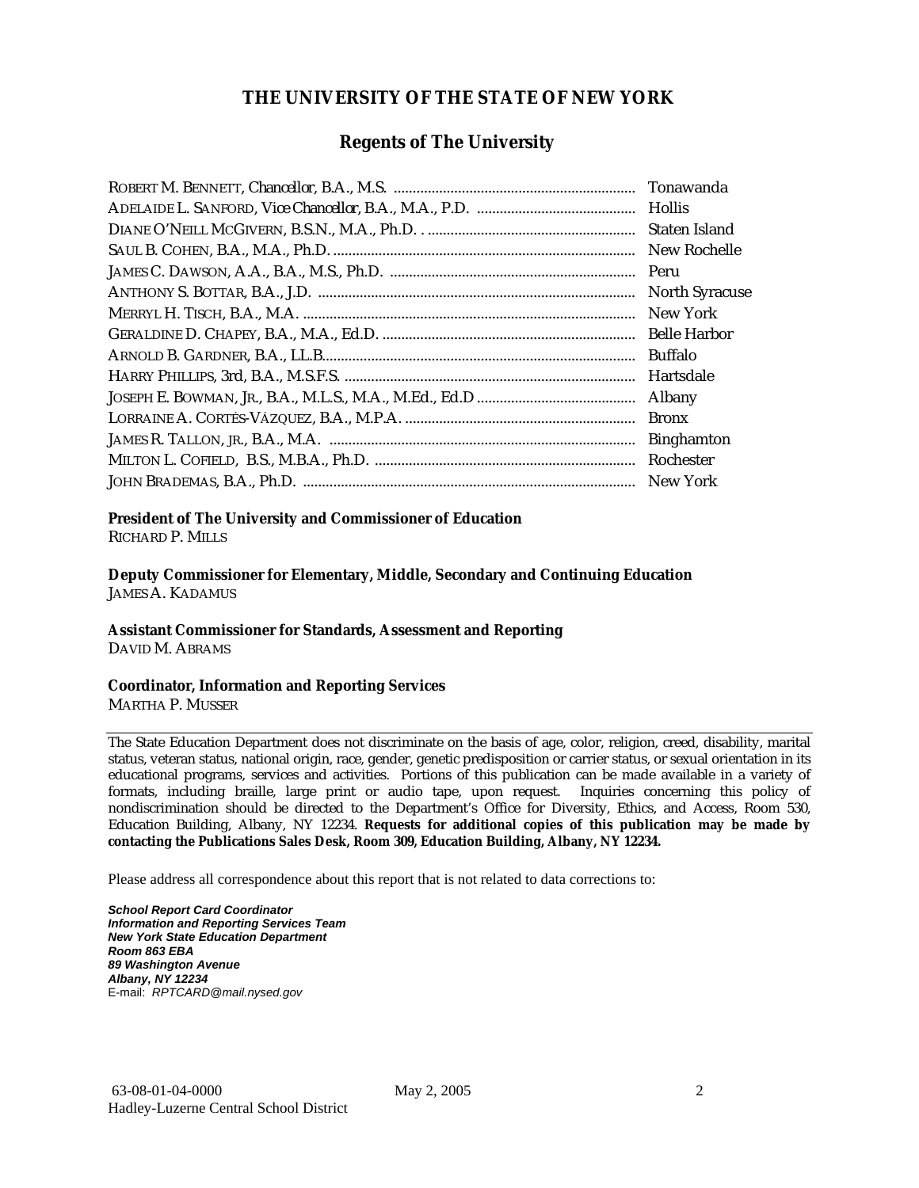# THE UNIVERSITY OF THE STATE OF NEW YORK

## Regents of The University

ROBERT M. BENNETT, *Chancellor*, B.A., M.S. .......... Tonawanda
ADELAIDE L. SANFORD, *Vice Chancellor*, B.A., M.A., P.D. .......... Hollis
DIANE O'NEILL MCGIVERN, B.S.N., M.A., Ph.D. .......... Staten Island
SAUL B. COHEN, B.A., M.A., Ph.D. .......... New Rochelle
JAMES C. DAWSON, A.A., B.A., M.S., Ph.D. .......... Peru
ANTHONY S. BOTTAR, B.A., J.D. .......... North Syracuse
MERRYL H. TISCH, B.A., M.A. .......... New York
GERALDINE D. CHAPEY, B.A., M.A., Ed.D. .......... Belle Harbor
ARNOLD B. GARDNER, B.A., LL.B. .......... Buffalo
HARRY PHILLIPS, 3rd, B.A., M.S.F.S. .......... Hartsdale
JOSEPH E. BOWMAN, JR., B.A., M.L.S., M.A., M.Ed., Ed.D .......... Albany
LORRAINE A. CORTÉS-VÁZQUEZ, B.A., M.P.A. .......... Bronx
JAMES R. TALLON, JR., B.A., M.A. .......... Binghamton
MILTON L. COFIELD, B.S., M.B.A., Ph.D. .......... Rochester
JOHN BRADEMAS, B.A., Ph.D. .......... New York

**President of The University and Commissioner of Education**
RICHARD P. MILLS

**Deputy Commissioner for Elementary, Middle, Secondary and Continuing Education**
JAMES A. KADAMUS

**Assistant Commissioner for Standards, Assessment and Reporting**
DAVID M. ABRAMS

**Coordinator, Information and Reporting Services**
MARTHA P. MUSSER

---

The State Education Department does not discriminate on the basis of age, color, religion, creed, disability, marital status, veteran status, national origin, race, gender, genetic predisposition or carrier status, or sexual orientation in its educational programs, services and activities. Portions of this publication can be made available in a variety of formats, including braille, large print or audio tape, upon request. Inquiries concerning this policy of nondiscrimination should be directed to the Department's Office for Diversity, Ethics, and Access, Room 530, Education Building, Albany, NY 12234. **Requests for additional copies of this publication may be made by contacting the Publications Sales Desk, Room 309, Education Building, Albany, NY 12234.**

Please address all correspondence about this report that is not related to data corrections to:

***School Report Card Coordinator***
***Information and Reporting Services Team***
***New York State Education Department***
***Room 863 EBA***
***89 Washington Avenue***
***Albany, NY 12234***
E-mail: *RPTCARD@mail.nysed.gov*

63-08-01-04-0000 May 2, 2005
Hadley-Luzerne Central School District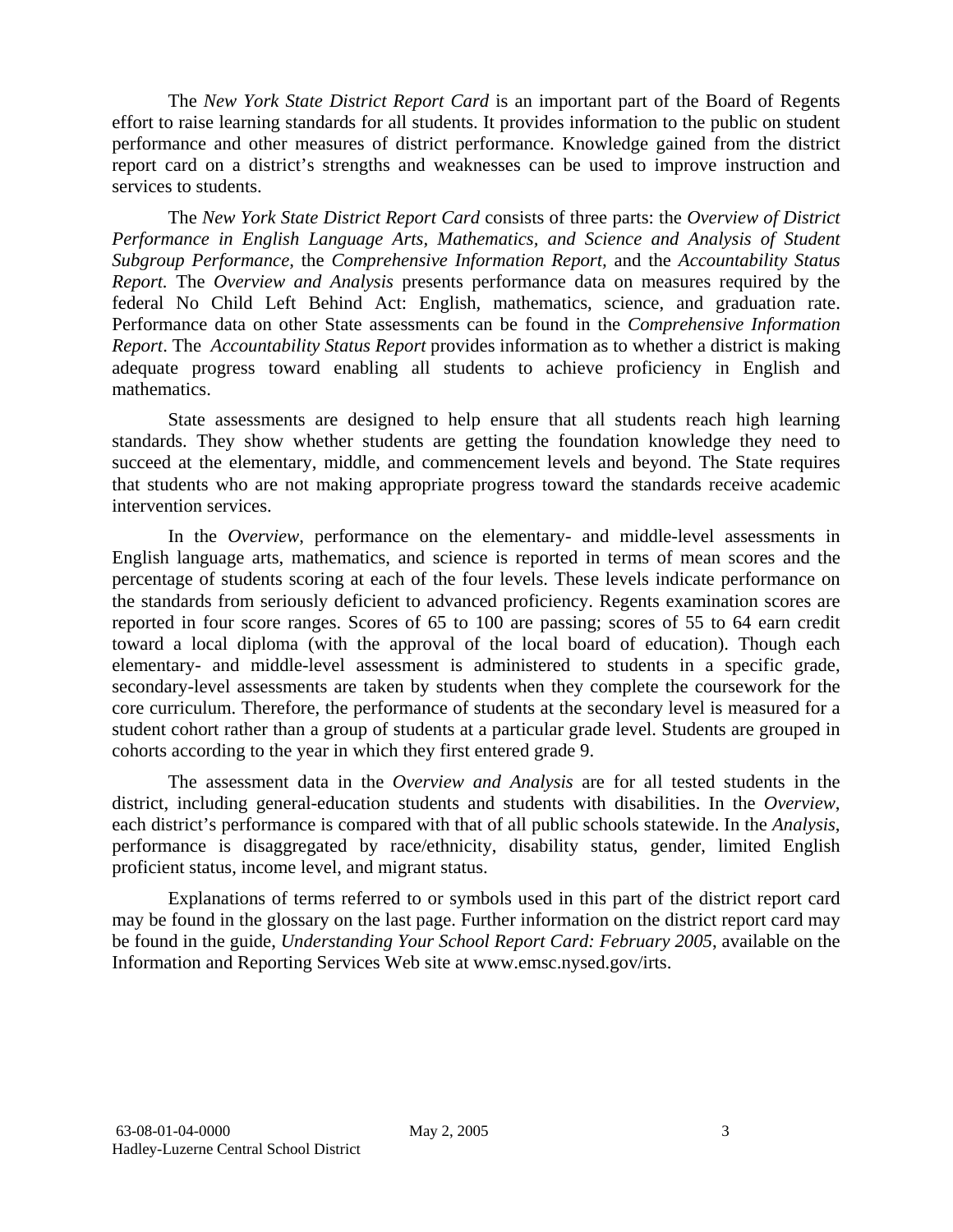The *New York State District Report Card* is an important part of the Board of Regents effort to raise learning standards for all students. It provides information to the public on student performance and other measures of district performance. Knowledge gained from the district report card on a district's strengths and weaknesses can be used to improve instruction and services to students.

The *New York State District Report Card* consists of three parts: the *Overview of District Performance in English Language Arts, Mathematics, and Science and Analysis of Student Subgroup Performance,* the *Comprehensive Information Report,* and the *Accountability Status Report.* The *Overview and Analysis* presents performance data on measures required by the federal No Child Left Behind Act: English, mathematics, science, and graduation rate. Performance data on other State assessments can be found in the *Comprehensive Information Report*. The *Accountability Status Report* provides information as to whether a district is making adequate progress toward enabling all students to achieve proficiency in English and mathematics.

State assessments are designed to help ensure that all students reach high learning standards. They show whether students are getting the foundation knowledge they need to succeed at the elementary, middle, and commencement levels and beyond. The State requires that students who are not making appropriate progress toward the standards receive academic intervention services.

In the *Overview*, performance on the elementary- and middle-level assessments in English language arts, mathematics, and science is reported in terms of mean scores and the percentage of students scoring at each of the four levels. These levels indicate performance on the standards from seriously deficient to advanced proficiency. Regents examination scores are reported in four score ranges. Scores of 65 to 100 are passing; scores of 55 to 64 earn credit toward a local diploma (with the approval of the local board of education). Though each elementary- and middle-level assessment is administered to students in a specific grade, secondary-level assessments are taken by students when they complete the coursework for the core curriculum. Therefore, the performance of students at the secondary level is measured for a student cohort rather than a group of students at a particular grade level. Students are grouped in cohorts according to the year in which they first entered grade 9.

The assessment data in the *Overview and Analysis* are for all tested students in the district, including general-education students and students with disabilities. In the *Overview*, each district's performance is compared with that of all public schools statewide. In the *Analysis*, performance is disaggregated by race/ethnicity, disability status, gender, limited English proficient status, income level, and migrant status.

Explanations of terms referred to or symbols used in this part of the district report card may be found in the glossary on the last page. Further information on the district report card may be found in the guide, *Understanding Your School Report Card: February 2005*, available on the Information and Reporting Services Web site at www.emsc.nysed.gov/irts.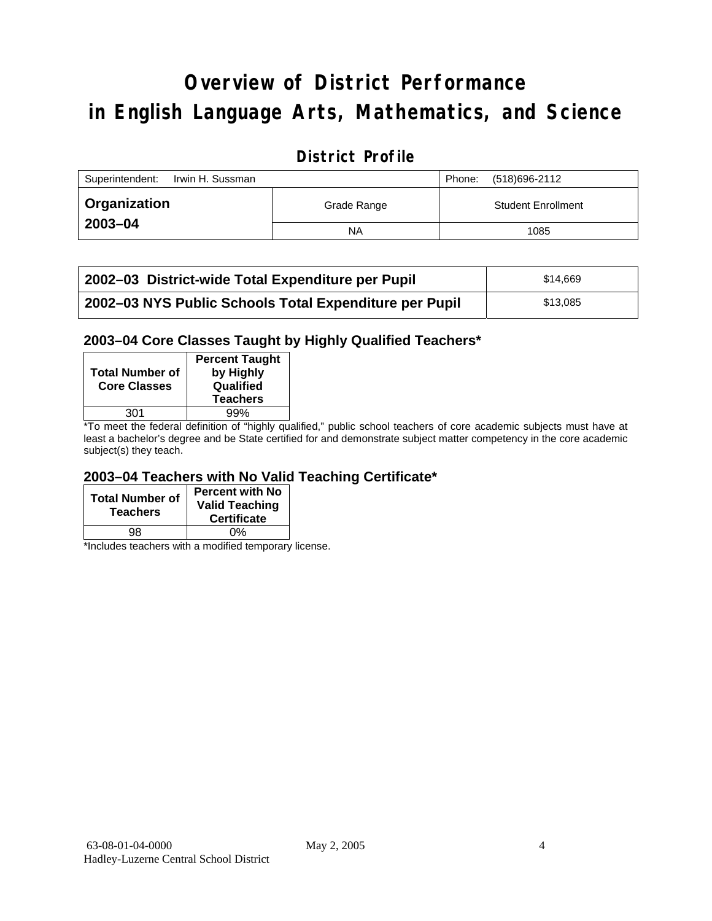# Overview of District Performance in English Language Arts, Mathematics, and Science

## District Profile

| Superintendent: Irwin H. Sussman | | Phone: (518)696-2112 |
|---|---|---|
| **Organization 2003–04** | Grade Range | Student Enrollment |
| | NA | 1085 |

| | |
|---|---|
| **2002–03 District-wide Total Expenditure per Pupil** | $14,669 |
| **2002–03 NYS Public Schools Total Expenditure per Pupil** | $13,085 |

### 2003–04 Core Classes Taught by Highly Qualified Teachers*

| Total Number of Core Classes | Percent Taught by Highly Qualified Teachers |
|---|---|
| 301 | 99% |

*To meet the federal definition of "highly qualified," public school teachers of core academic subjects must have at least a bachelor's degree and be State certified for and demonstrate subject matter competency in the core academic subject(s) they teach.

### 2003–04 Teachers with No Valid Teaching Certificate*

| Total Number of Teachers | Percent with No Valid Teaching Certificate |
|---|---|
| 98 | 0% |

*Includes teachers with a modified temporary license.

63-08-01-04-0000 May 2, 2005
Hadley-Luzerne Central School District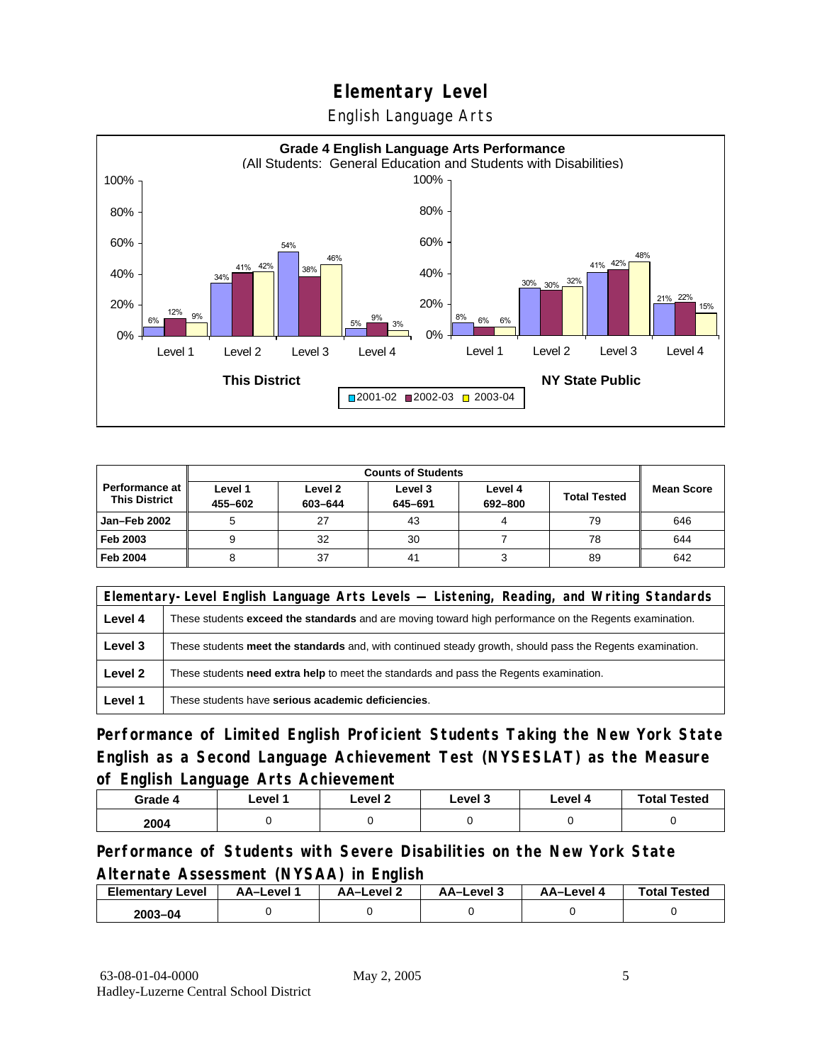# Elementary Level

English Language Arts

**Grade 4 English Language Arts Performance**
(All Students: General Education and Students with Disabilities)

| | Level 1 | Level 2 | Level 3 | Level 4 |
|---|---|---|---|---|
| **This District** 2001-02 | 6% | 34% | 54% | 5% |
| **This District** 2002-03 | 12% | 41% | 38% | 9% |
| **This District** 2003-04 | 9% | 42% | 46% | 3% |
| **NY State Public** 2001-02 | 8% | 30% | 41% | 21% |
| **NY State Public** 2002-03 | 6% | 30% | 42% | 22% |
| **NY State Public** 2003-04 | 6% | 32% | 48% | 15% |

| Performance at This District | Counts of Students | | | | | Mean Score |
|---|---|---|---|---|---|---|
| | Level 1 455–602 | Level 2 603–644 | Level 3 645–691 | Level 4 692–800 | Total Tested | |
| Jan–Feb 2002 | 5 | 27 | 43 | 4 | 79 | 646 |
| Feb 2003 | 9 | 32 | 30 | 7 | 78 | 644 |
| Feb 2004 | 8 | 37 | 41 | 3 | 89 | 642 |

| Elementary-Level English Language Arts Levels — Listening, Reading, and Writing Standards | |
|---|---|
| **Level 4** | These students **exceed the standards** and are moving toward high performance on the Regents examination. |
| **Level 3** | These students **meet the standards** and, with continued steady growth, should pass the Regents examination. |
| **Level 2** | These students **need extra help** to meet the standards and pass the Regents examination. |
| **Level 1** | These students have **serious academic deficiencies**. |

## Performance of Limited English Proficient Students Taking the New York State English as a Second Language Achievement Test (NYSESLAT) as the Measure of English Language Arts Achievement

| Grade 4 | Level 1 | Level 2 | Level 3 | Level 4 | Total Tested |
|---|---|---|---|---|---|
| 2004 | 0 | 0 | 0 | 0 | 0 |

## Performance of Students with Severe Disabilities on the New York State Alternate Assessment (NYSAA) in English

| Elementary Level | AA–Level 1 | AA–Level 2 | AA–Level 3 | AA–Level 4 | Total Tested |
|---|---|---|---|---|---|
| 2003–04 | 0 | 0 | 0 | 0 | 0 |

63-08-01-04-0000 May 2, 2005
Hadley-Luzerne Central School District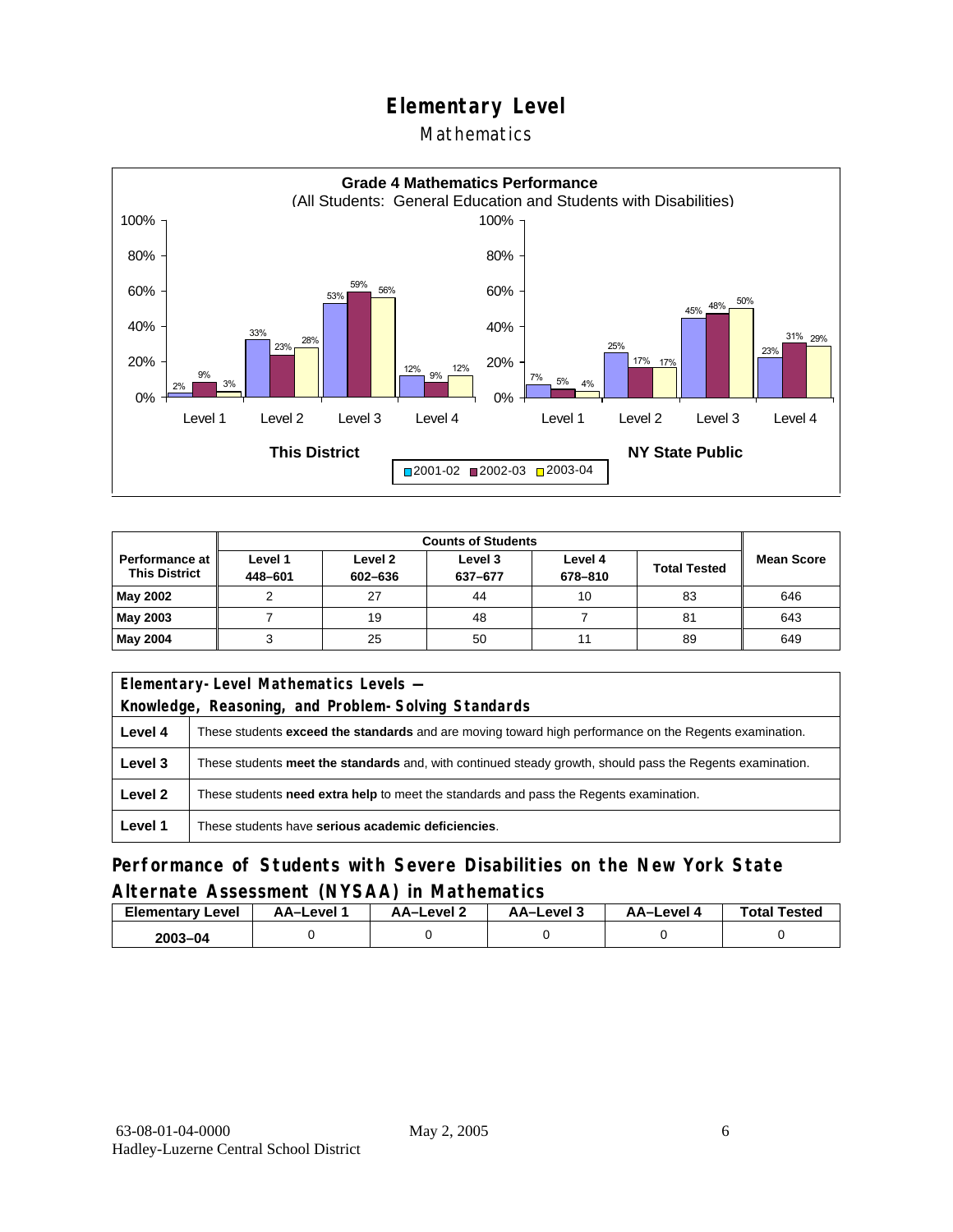# Elementary Level

## Mathematics

**Grade 4 Mathematics Performance**
(All Students: General Education and Students with Disabilities)

| | This District 2001-02 | This District 2002-03 | This District 2003-04 | NY State Public 2001-02 | NY State Public 2002-03 | NY State Public 2003-04 |
|---|---|---|---|---|---|---|
| Level 1 | 2% | 9% | 3% | 7% | 5% | 4% |
| Level 2 | 33% | 23% | 28% | 25% | 17% | 17% |
| Level 3 | 53% | 59% | 56% | 45% | 48% | 50% |
| Level 4 | 12% | 9% | 12% | 23% | 31% | 29% |

| Performance at This District | Counts of Students | | | | | Mean Score |
|---|---|---|---|---|---|---|
| | Level 1 448–601 | Level 2 602–636 | Level 3 637–677 | Level 4 678–810 | Total Tested | |
| **May 2002** | 2 | 27 | 44 | 10 | 83 | 646 |
| **May 2003** | 7 | 19 | 48 | 7 | 81 | 643 |
| **May 2004** | 3 | 25 | 50 | 11 | 89 | 649 |

| Elementary-Level Mathematics Levels — Knowledge, Reasoning, and Problem-Solving Standards | |
|---|---|
| **Level 4** | These students **exceed the standards** and are moving toward high performance on the Regents examination. |
| **Level 3** | These students **meet the standards** and, with continued steady growth, should pass the Regents examination. |
| **Level 2** | These students **need extra help** to meet the standards and pass the Regents examination. |
| **Level 1** | These students have **serious academic deficiencies**. |

## Performance of Students with Severe Disabilities on the New York State Alternate Assessment (NYSAA) in Mathematics

| Elementary Level | AA–Level 1 | AA–Level 2 | AA–Level 3 | AA–Level 4 | Total Tested |
|---|---|---|---|---|---|
| **2003–04** | 0 | 0 | 0 | 0 | 0 |

63-08-01-04-0000 May 2, 2005
Hadley-Luzerne Central School District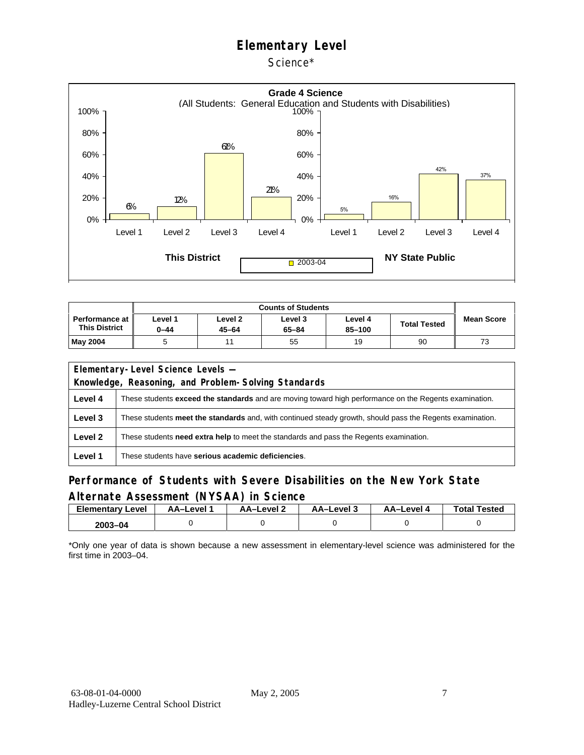# Elementary Level

Science*

**Grade 4 Science**
(All Students: General Education and Students with Disabilities)

| | Level 1 | Level 2 | Level 3 | Level 4 |
|---|---|---|---|---|
| This District (2003-04) | 6% | 12% | 61% | 21% |
| NY State Public (2003-04) | 5% | 16% | 42% | 37% |

| Performance at This District | Counts of Students | | | | | Mean Score |
|---|---|---|---|---|---|---|
| | Level 1 0–44 | Level 2 45–64 | Level 3 65–84 | Level 4 85–100 | Total Tested | |
| May 2004 | 5 | 11 | 55 | 19 | 90 | 73 |

| Elementary-Level Science Levels — Knowledge, Reasoning, and Problem-Solving Standards | |
|---|---|
| Level 4 | These students **exceed the standards** and are moving toward high performance on the Regents examination. |
| Level 3 | These students **meet the standards** and, with continued steady growth, should pass the Regents examination. |
| Level 2 | These students **need extra help** to meet the standards and pass the Regents examination. |
| Level 1 | These students have **serious academic deficiencies**. |

## Performance of Students with Severe Disabilities on the New York State Alternate Assessment (NYSAA) in Science

| Elementary Level | AA–Level 1 | AA–Level 2 | AA–Level 3 | AA–Level 4 | Total Tested |
|---|---|---|---|---|---|
| 2003–04 | 0 | 0 | 0 | 0 | 0 |

*Only one year of data is shown because a new assessment in elementary-level science was administered for the first time in 2003–04.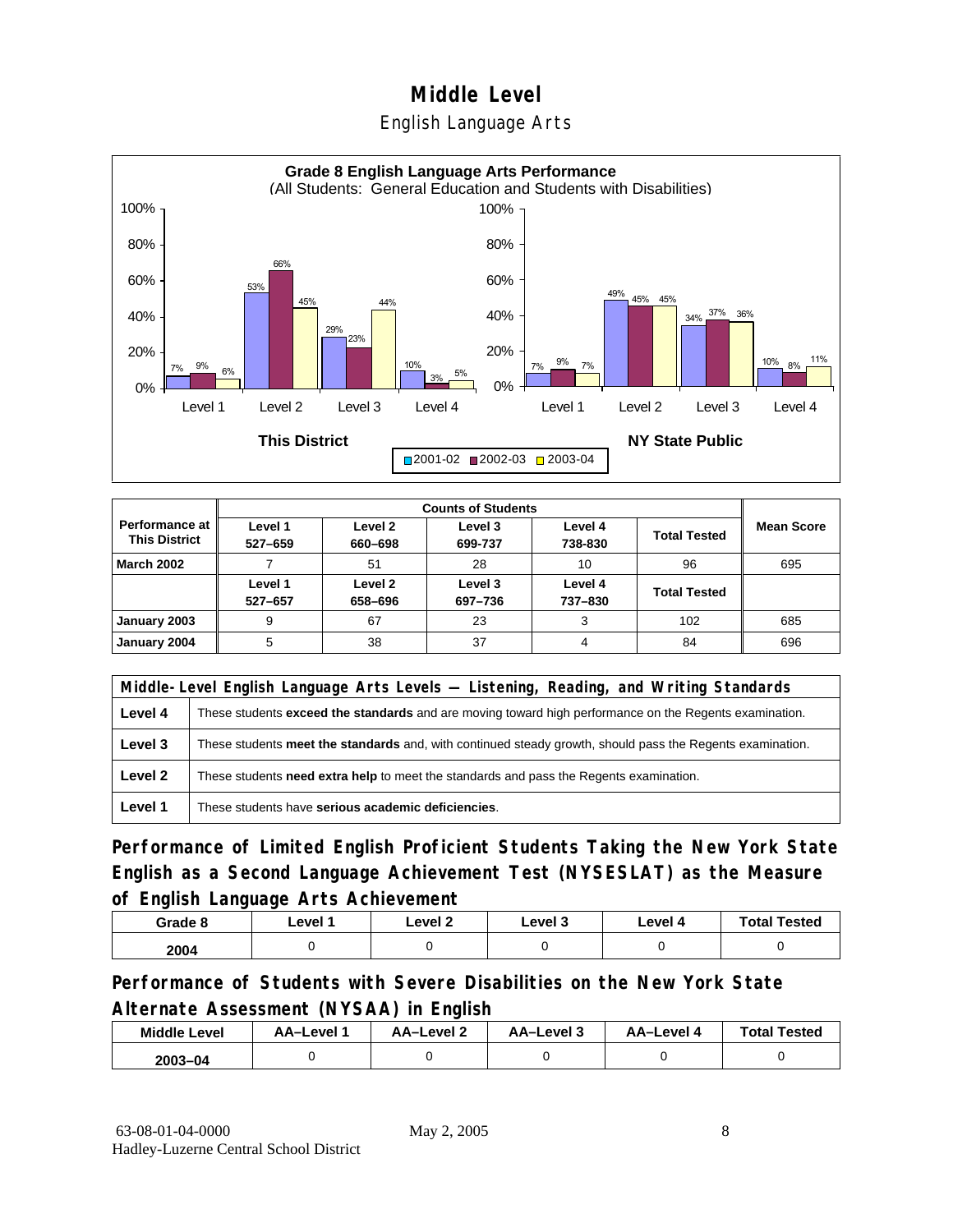# Middle Level

## English Language Arts

**Grade 8 English Language Arts Performance**
(All Students: General Education and Students with Disabilities)

| | Level 1 | Level 2 | Level 3 | Level 4 |
|---|---|---|---|---|
| **This District** 2001-02 | 7% | 53% | 29% | 10% |
| **This District** 2002-03 | 9% | 66% | 23% | 3% |
| **This District** 2003-04 | 6% | 45% | 44% | 5% |
| **NY State Public** 2001-02 | 7% | 49% | 34% | 10% |
| **NY State Public** 2002-03 | 9% | 45% | 37% | 8% |
| **NY State Public** 2003-04 | 7% | 45% | 36% | 11% |

| Performance at This District | Counts of Students | | | | | Mean Score |
|---|---|---|---|---|---|---|
| | Level 1 527–659 | Level 2 660–698 | Level 3 699-737 | Level 4 738-830 | Total Tested | |
| **March 2002** | 7 | 51 | 28 | 10 | 96 | 695 |
| | Level 1 527–657 | Level 2 658–696 | Level 3 697–736 | Level 4 737–830 | Total Tested | |
| **January 2003** | 9 | 67 | 23 | 3 | 102 | 685 |
| **January 2004** | 5 | 38 | 37 | 4 | 84 | 696 |

| Middle-Level English Language Arts Levels — Listening, Reading, and Writing Standards | |
|---|---|
| **Level 4** | These students **exceed the standards** and are moving toward high performance on the Regents examination. |
| **Level 3** | These students **meet the standards** and, with continued steady growth, should pass the Regents examination. |
| **Level 2** | These students **need extra help** to meet the standards and pass the Regents examination. |
| **Level 1** | These students have **serious academic deficiencies**. |

### Performance of Limited English Proficient Students Taking the New York State English as a Second Language Achievement Test (NYSESLAT) as the Measure of English Language Arts Achievement

| Grade 8 | Level 1 | Level 2 | Level 3 | Level 4 | Total Tested |
|---|---|---|---|---|---|
| 2004 | 0 | 0 | 0 | 0 | 0 |

### Performance of Students with Severe Disabilities on the New York State Alternate Assessment (NYSAA) in English

| Middle Level | AA–Level 1 | AA–Level 2 | AA–Level 3 | AA–Level 4 | Total Tested |
|---|---|---|---|---|---|
| 2003–04 | 0 | 0 | 0 | 0 | 0 |

63-08-01-04-0000 May 2, 2005
Hadley-Luzerne Central School District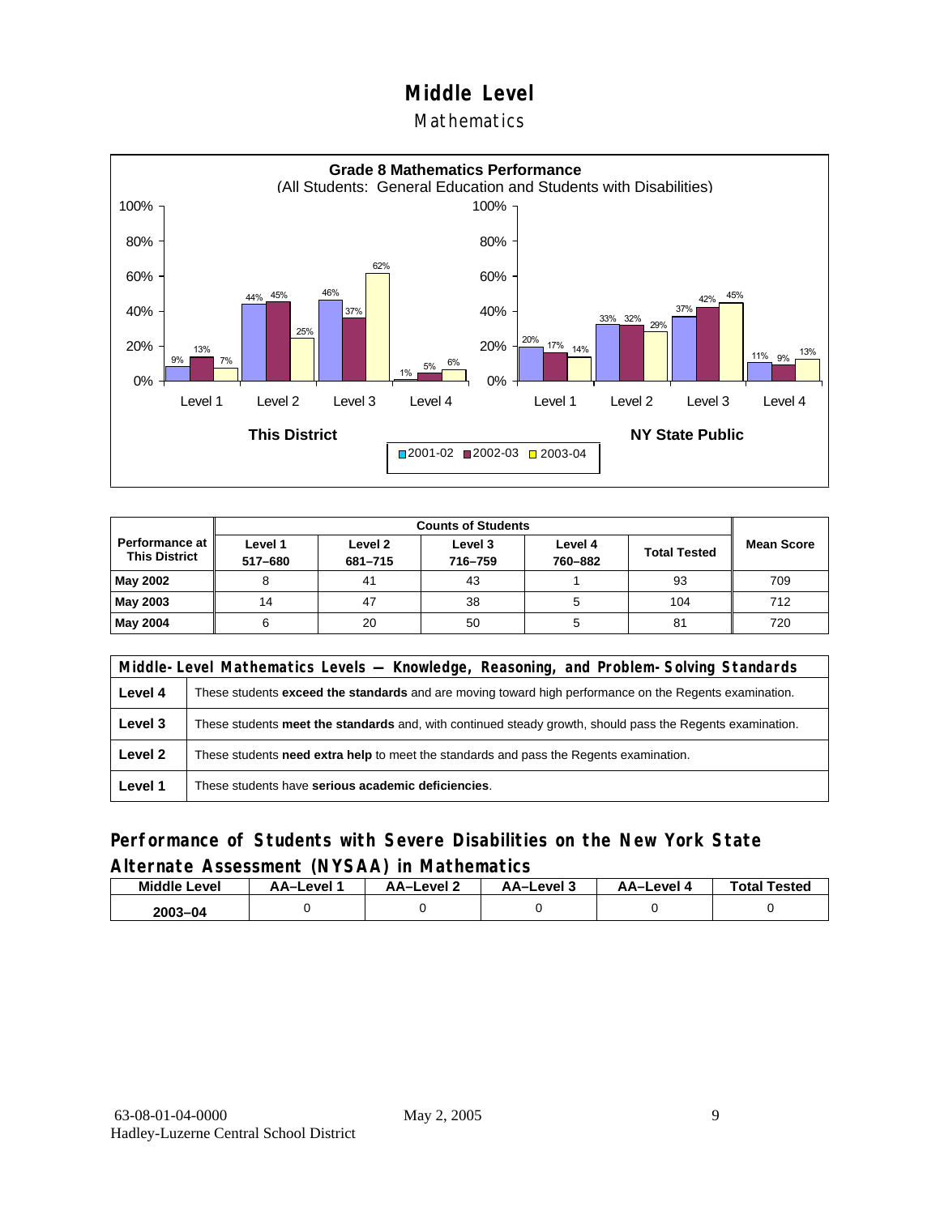# Middle Level

## Mathematics

**Grade 8 Mathematics Performance**
(All Students: General Education and Students with Disabilities)

| | This District 2001-02 | This District 2002-03 | This District 2003-04 | NY State Public 2001-02 | NY State Public 2002-03 | NY State Public 2003-04 |
|---|---|---|---|---|---|---|
| Level 1 | 9% | 13% | 7% | 20% | 17% | 14% |
| Level 2 | 44% | 45% | 25% | 33% | 32% | 29% |
| Level 3 | 46% | 37% | 62% | 37% | 42% | 45% |
| Level 4 | 1% | 5% | 6% | 11% | 9% | 13% |

| Performance at This District | Counts of Students | | | | | Mean Score |
|---|---|---|---|---|---|---|
| | Level 1 517–680 | Level 2 681–715 | Level 3 716–759 | Level 4 760–882 | Total Tested | |
| **May 2002** | 8 | 41 | 43 | 1 | 93 | 709 |
| **May 2003** | 14 | 47 | 38 | 5 | 104 | 712 |
| **May 2004** | 6 | 20 | 50 | 5 | 81 | 720 |

| Middle-Level Mathematics Levels — Knowledge, Reasoning, and Problem-Solving Standards | |
|---|---|
| **Level 4** | These students **exceed the standards** and are moving toward high performance on the Regents examination. |
| **Level 3** | These students **meet the standards** and, with continued steady growth, should pass the Regents examination. |
| **Level 2** | These students **need extra help** to meet the standards and pass the Regents examination. |
| **Level 1** | These students have **serious academic deficiencies**. |

## Performance of Students with Severe Disabilities on the New York State Alternate Assessment (NYSAA) in Mathematics

| Middle Level | AA–Level 1 | AA–Level 2 | AA–Level 3 | AA–Level 4 | Total Tested |
|---|---|---|---|---|---|
| 2003–04 | 0 | 0 | 0 | 0 | 0 |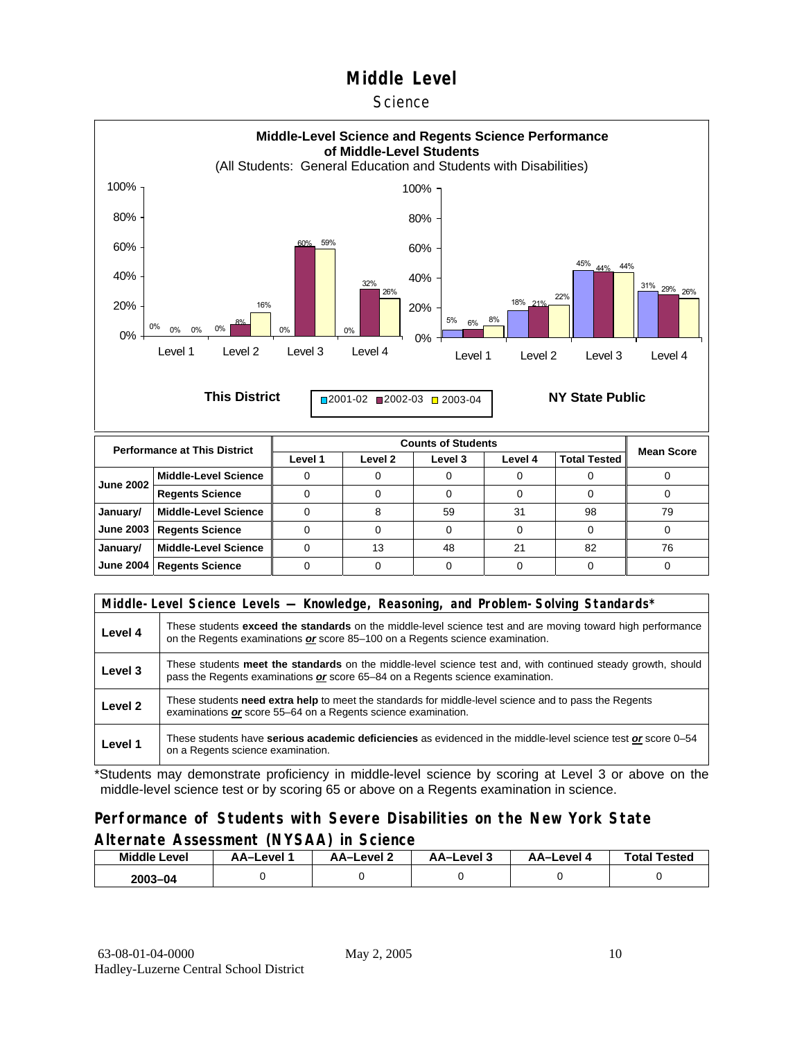# Middle Level

Science

**Middle-Level Science and Regents Science Performance of Middle-Level Students**
(All Students: General Education and Students with Disabilities)

| | Level 1 | Level 2 | Level 3 | Level 4 |
|---|---|---|---|---|
| **This District** 2001-02 | 0% | 0% | 0% | 0% |
| **This District** 2002-03 | 0% | 8% | 60% | 32% |
| **This District** 2003-04 | 0% | 16% | 59% | 26% |
| **NY State Public** 2001-02 | 5% | 18% | 45% | 31% |
| **NY State Public** 2002-03 | 6% | 21% | 44% | 29% |
| **NY State Public** 2003-04 | 8% | 22% | 44% | 26% |

| Performance at This District | | Counts of Students | | | | | Mean Score |
|---|---|---|---|---|---|---|---|
| | | Level 1 | Level 2 | Level 3 | Level 4 | Total Tested | |
| June 2002 | Middle-Level Science | 0 | 0 | 0 | 0 | 0 | 0 |
| | Regents Science | 0 | 0 | 0 | 0 | 0 | 0 |
| January/ June 2003 | Middle-Level Science | 0 | 8 | 59 | 31 | 98 | 79 |
| | Regents Science | 0 | 0 | 0 | 0 | 0 | 0 |
| January/ June 2004 | Middle-Level Science | 0 | 13 | 48 | 21 | 82 | 76 |
| | Regents Science | 0 | 0 | 0 | 0 | 0 | 0 |

| Middle-Level Science Levels — Knowledge, Reasoning, and Problem-Solving Standards* | |
|---|---|
| **Level 4** | These students **exceed the standards** on the middle-level science test and are moving toward high performance on the Regents examinations ***or*** score 85–100 on a Regents science examination. |
| **Level 3** | These students **meet the standards** on the middle-level science test and, with continued steady growth, should pass the Regents examinations ***or*** score 65–84 on a Regents science examination. |
| **Level 2** | These students **need extra help** to meet the standards for middle-level science and to pass the Regents examinations ***or*** score 55–64 on a Regents science examination. |
| **Level 1** | These students have **serious academic deficiencies** as evidenced in the middle-level science test ***or*** score 0–54 on a Regents science examination. |

*Students may demonstrate proficiency in middle-level science by scoring at Level 3 or above on the middle-level science test or by scoring 65 or above on a Regents examination in science.

## Performance of Students with Severe Disabilities on the New York State Alternate Assessment (NYSAA) in Science

| Middle Level | AA–Level 1 | AA–Level 2 | AA–Level 3 | AA–Level 4 | Total Tested |
|---|---|---|---|---|---|
| 2003–04 | 0 | 0 | 0 | 0 | 0 |

63-08-01-04-0000 May 2, 2005
Hadley-Luzerne Central School District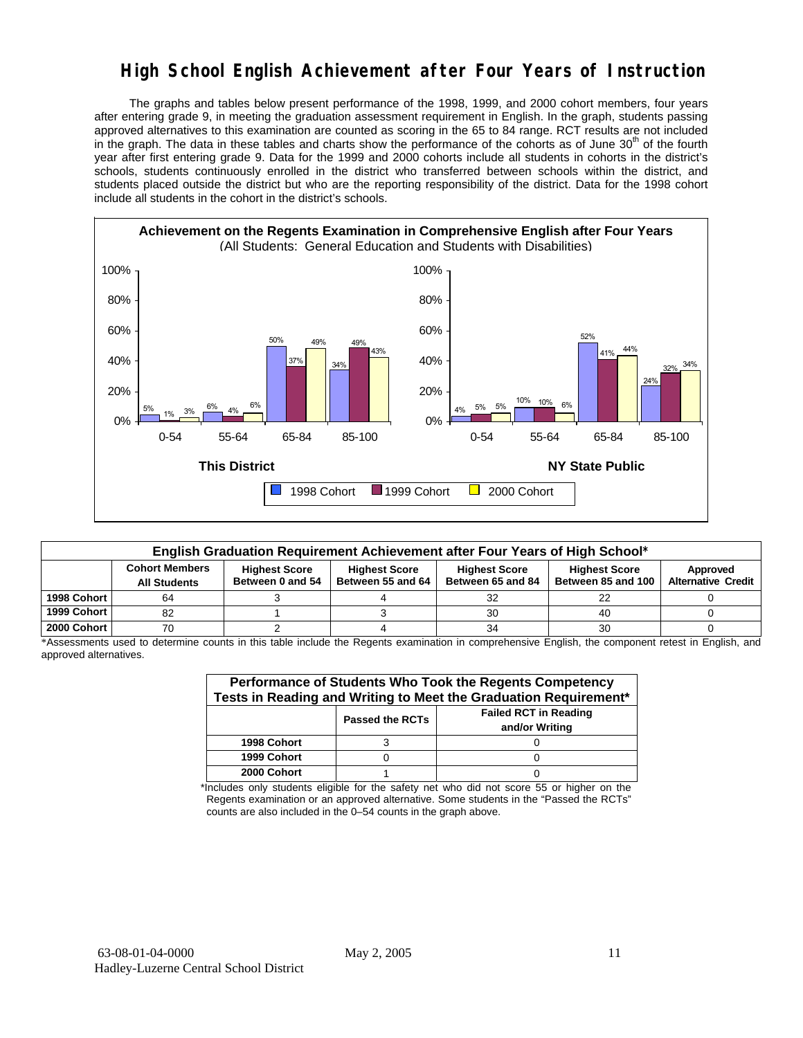# High School English Achievement after Four Years of Instruction

The graphs and tables below present performance of the 1998, 1999, and 2000 cohort members, four years after entering grade 9, in meeting the graduation assessment requirement in English. In the graph, students passing approved alternatives to this examination are counted as scoring in the 65 to 84 range. RCT results are not included in the graph. The data in these tables and charts show the performance of the cohorts as of June 30th of the fourth year after first entering grade 9. Data for the 1999 and 2000 cohorts include all students in cohorts in the district's schools, students continuously enrolled in the district who transferred between schools within the district, and students placed outside the district but who are the reporting responsibility of the district. Data for the 1998 cohort include all students in the cohort in the district's schools.

**Achievement on the Regents Examination in Comprehensive English after Four Years**
(All Students: General Education and Students with Disabilities)

**This District**

| Score Range | 1998 Cohort | 1999 Cohort | 2000 Cohort |
|---|---|---|---|
| 0-54 | 5% | 1% | 3% |
| 55-64 | 6% | 4% | 6% |
| 65-84 | 50% | 37% | 49% |
| 85-100 | 34% | 49% | 43% |

**NY State Public**

| Score Range | 1998 Cohort | 1999 Cohort | 2000 Cohort |
|---|---|---|---|
| 0-54 | 4% | 5% | 5% |
| 55-64 | 10% | 10% | 6% |
| 65-84 | 52% | 41% | 44% |
| 85-100 | 24% | 32% | 34% |

| English Graduation Requirement Achievement after Four Years of High School* | | | | | | |
|---|---|---|---|---|---|---|
| | Cohort Members All Students | Highest Score Between 0 and 54 | Highest Score Between 55 and 64 | Highest Score Between 65 and 84 | Highest Score Between 85 and 100 | Approved Alternative Credit |
| 1998 Cohort | 64 | 3 | 4 | 32 | 22 | 0 |
| 1999 Cohort | 82 | 1 | 3 | 30 | 40 | 0 |
| 2000 Cohort | 70 | 2 | 4 | 34 | 30 | 0 |

*Assessments used to determine counts in this table include the Regents examination in comprehensive English, the component retest in English, and approved alternatives.

| Performance of Students Who Took the Regents Competency Tests in Reading and Writing to Meet the Graduation Requirement* | | |
|---|---|---|
| | Passed the RCTs | Failed RCT in Reading and/or Writing |
| 1998 Cohort | 3 | 0 |
| 1999 Cohort | 0 | 0 |
| 2000 Cohort | 1 | 0 |

*Includes only students eligible for the safety net who did not score 55 or higher on the Regents examination or an approved alternative. Some students in the "Passed the RCTs" counts are also included in the 0–54 counts in the graph above.

63-08-01-04-0000
Hadley-Luzerne Central School District

May 2, 2005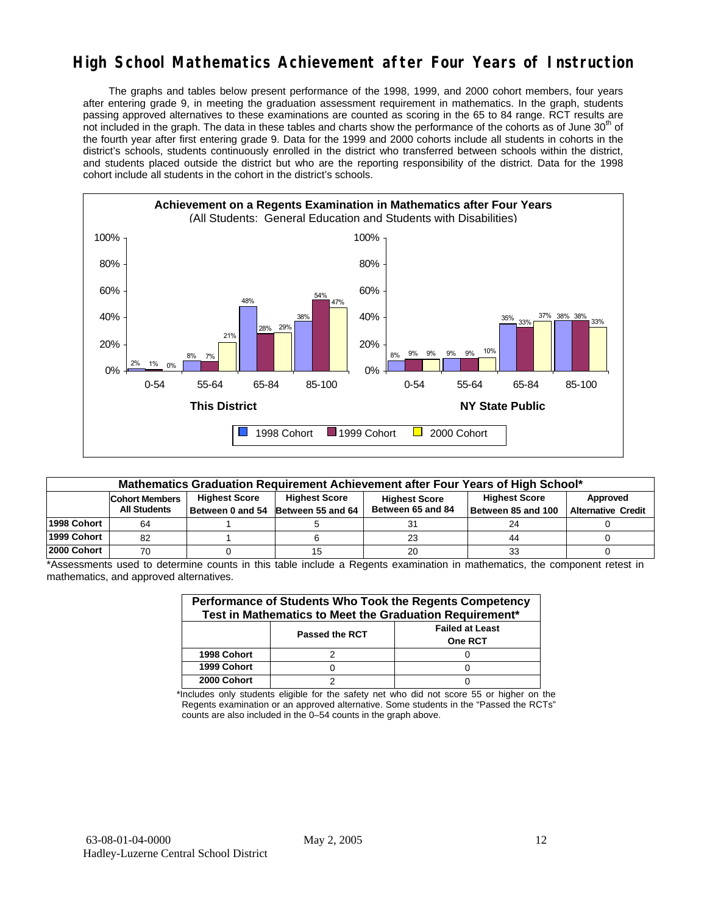# High School Mathematics Achievement after Four Years of Instruction

The graphs and tables below present performance of the 1998, 1999, and 2000 cohort members, four years after entering grade 9, in meeting the graduation assessment requirement in mathematics. In the graph, students passing approved alternatives to these examinations are counted as scoring in the 65 to 84 range. RCT results are not included in the graph. The data in these tables and charts show the performance of the cohorts as of June 30th of the fourth year after first entering grade 9. Data for the 1999 and 2000 cohorts include all students in cohorts in the district's schools, students continuously enrolled in the district who transferred between schools within the district, and students placed outside the district but who are the reporting responsibility of the district. Data for the 1998 cohort include all students in the cohort in the district's schools.

**Achievement on a Regents Examination in Mathematics after Four Years**
(All Students: General Education and Students with Disabilities)

| | This District 1998 Cohort | This District 1999 Cohort | This District 2000 Cohort | NY State Public 1998 Cohort | NY State Public 1999 Cohort | NY State Public 2000 Cohort |
|---|---|---|---|---|---|---|
| 0-54 | 2% | 1% | 0% | 8% | 9% | 9% |
| 55-64 | 8% | 7% | 21% | 9% | 9% | 10% |
| 65-84 | 48% | 28% | 29% | 35% | 33% | 37% |
| 85-100 | 38% | 54% | 47% | 38% | 38% | 33% |

| Mathematics Graduation Requirement Achievement after Four Years of High School* | | | | | | |
|---|---|---|---|---|---|---|
| | Cohort Members All Students | Highest Score Between 0 and 54 | Highest Score Between 55 and 64 | Highest Score Between 65 and 84 | Highest Score Between 85 and 100 | Approved Alternative Credit |
| 1998 Cohort | 64 | 1 | 5 | 31 | 24 | 0 |
| 1999 Cohort | 82 | 1 | 6 | 23 | 44 | 0 |
| 2000 Cohort | 70 | 0 | 15 | 20 | 33 | 0 |

*Assessments used to determine counts in this table include a Regents examination in mathematics, the component retest in mathematics, and approved alternatives.

| Performance of Students Who Took the Regents Competency Test in Mathematics to Meet the Graduation Requirement* | | |
|---|---|---|
| | Passed the RCT | Failed at Least One RCT |
| 1998 Cohort | 2 | 0 |
| 1999 Cohort | 0 | 0 |
| 2000 Cohort | 2 | 0 |

*Includes only students eligible for the safety net who did not score 55 or higher on the Regents examination or an approved alternative. Some students in the "Passed the RCTs" counts are also included in the 0–54 counts in the graph above.

63-08-01-04-0000 May 2, 2005
Hadley-Luzerne Central School District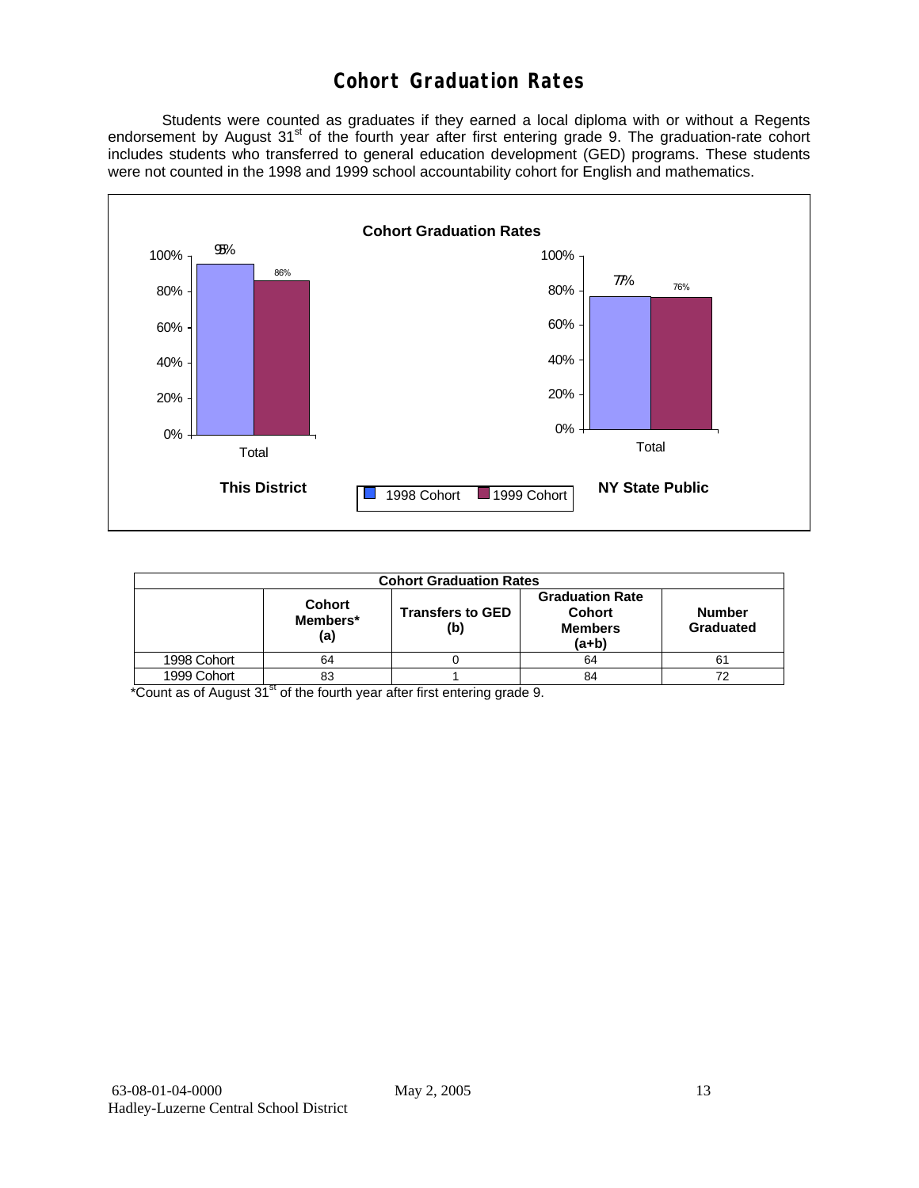# Cohort Graduation Rates

Students were counted as graduates if they earned a local diploma with or without a Regents endorsement by August 31st of the fourth year after first entering grade 9. The graduation-rate cohort includes students who transferred to general education development (GED) programs. These students were not counted in the 1998 and 1999 school accountability cohort for English and mathematics.

**Cohort Graduation Rates**

| | This District — Total | NY State Public — Total |
|---|---|---|
| 1998 Cohort | 95% | 77% |
| 1999 Cohort | 86% | 76% |

| Cohort Graduation Rates | | | | |
|---|---|---|---|---|
| | Cohort Members* (a) | Transfers to GED (b) | Graduation Rate Cohort Members (a+b) | Number Graduated |
| 1998 Cohort | 64 | 0 | 64 | 61 |
| 1999 Cohort | 83 | 1 | 84 | 72 |

*Count as of August 31st of the fourth year after first entering grade 9.

63-08-01-04-0000 May 2, 2005
Hadley-Luzerne Central School District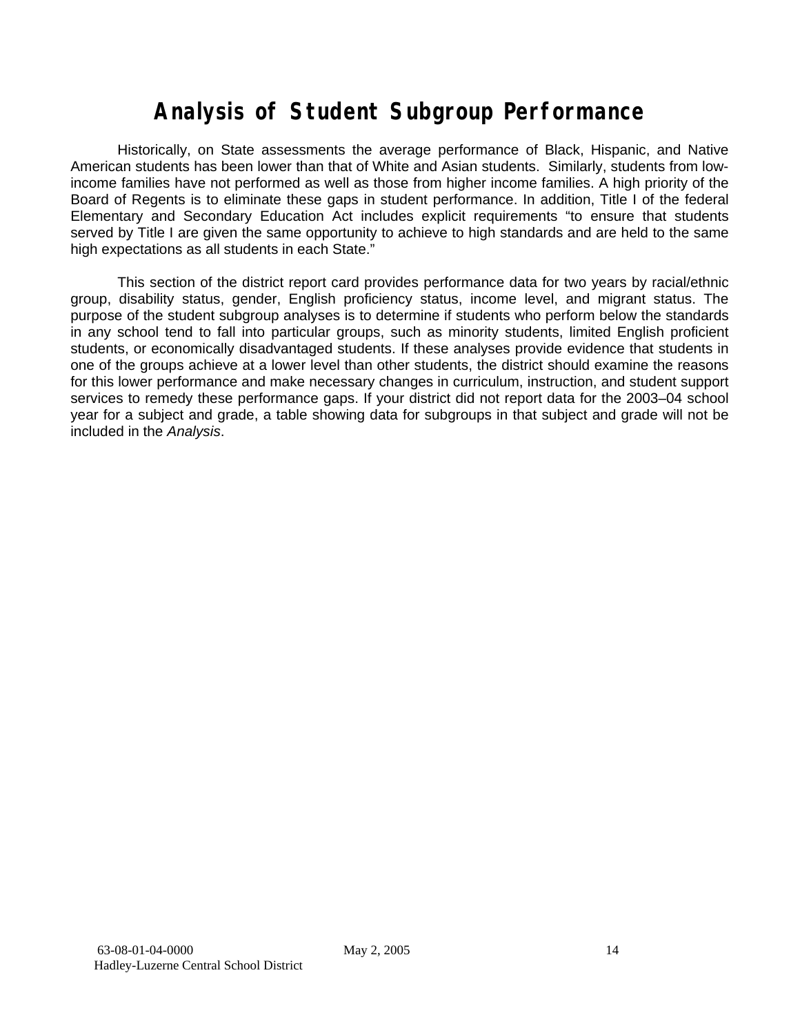# Analysis of Student Subgroup Performance

Historically, on State assessments the average performance of Black, Hispanic, and Native American students has been lower than that of White and Asian students. Similarly, students from low-income families have not performed as well as those from higher income families. A high priority of the Board of Regents is to eliminate these gaps in student performance. In addition, Title I of the federal Elementary and Secondary Education Act includes explicit requirements "to ensure that students served by Title I are given the same opportunity to achieve to high standards and are held to the same high expectations as all students in each State."

This section of the district report card provides performance data for two years by racial/ethnic group, disability status, gender, English proficiency status, income level, and migrant status. The purpose of the student subgroup analyses is to determine if students who perform below the standards in any school tend to fall into particular groups, such as minority students, limited English proficient students, or economically disadvantaged students. If these analyses provide evidence that students in one of the groups achieve at a lower level than other students, the district should examine the reasons for this lower performance and make necessary changes in curriculum, instruction, and student support services to remedy these performance gaps. If your district did not report data for the 2003–04 school year for a subject and grade, a table showing data for subgroups in that subject and grade will not be included in the *Analysis*.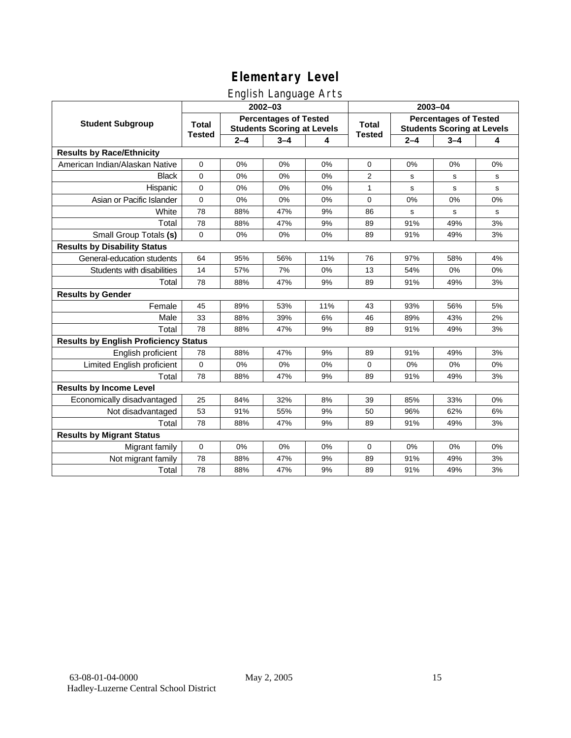# Elementary Level

## English Language Arts

| Student Subgroup | 2002–03 | | | | 2003–04 | | | |
|---|---|---|---|---|---|---|---|---|
| | Total Tested | Percentages of Tested Students Scoring at Levels | | | Total Tested | Percentages of Tested Students Scoring at Levels | | |
| | | 2–4 | 3–4 | 4 | | 2–4 | 3–4 | 4 |
| **Results by Race/Ethnicity** | | | | | | | | |
| American Indian/Alaskan Native | 0 | 0% | 0% | 0% | 0 | 0% | 0% | 0% |
| Black | 0 | 0% | 0% | 0% | 2 | s | s | s |
| Hispanic | 0 | 0% | 0% | 0% | 1 | s | s | s |
| Asian or Pacific Islander | 0 | 0% | 0% | 0% | 0 | 0% | 0% | 0% |
| White | 78 | 88% | 47% | 9% | 86 | s | s | s |
| Total | 78 | 88% | 47% | 9% | 89 | 91% | 49% | 3% |
| Small Group Totals **(s)** | 0 | 0% | 0% | 0% | 89 | 91% | 49% | 3% |
| **Results by Disability Status** | | | | | | | | |
| General-education students | 64 | 95% | 56% | 11% | 76 | 97% | 58% | 4% |
| Students with disabilities | 14 | 57% | 7% | 0% | 13 | 54% | 0% | 0% |
| Total | 78 | 88% | 47% | 9% | 89 | 91% | 49% | 3% |
| **Results by Gender** | | | | | | | | |
| Female | 45 | 89% | 53% | 11% | 43 | 93% | 56% | 5% |
| Male | 33 | 88% | 39% | 6% | 46 | 89% | 43% | 2% |
| Total | 78 | 88% | 47% | 9% | 89 | 91% | 49% | 3% |
| **Results by English Proficiency Status** | | | | | | | | |
| English proficient | 78 | 88% | 47% | 9% | 89 | 91% | 49% | 3% |
| Limited English proficient | 0 | 0% | 0% | 0% | 0 | 0% | 0% | 0% |
| Total | 78 | 88% | 47% | 9% | 89 | 91% | 49% | 3% |
| **Results by Income Level** | | | | | | | | |
| Economically disadvantaged | 25 | 84% | 32% | 8% | 39 | 85% | 33% | 0% |
| Not disadvantaged | 53 | 91% | 55% | 9% | 50 | 96% | 62% | 6% |
| Total | 78 | 88% | 47% | 9% | 89 | 91% | 49% | 3% |
| **Results by Migrant Status** | | | | | | | | |
| Migrant family | 0 | 0% | 0% | 0% | 0 | 0% | 0% | 0% |
| Not migrant family | 78 | 88% | 47% | 9% | 89 | 91% | 49% | 3% |
| Total | 78 | 88% | 47% | 9% | 89 | 91% | 49% | 3% |

63-08-01-04-0000 May 2, 2005
Hadley-Luzerne Central School District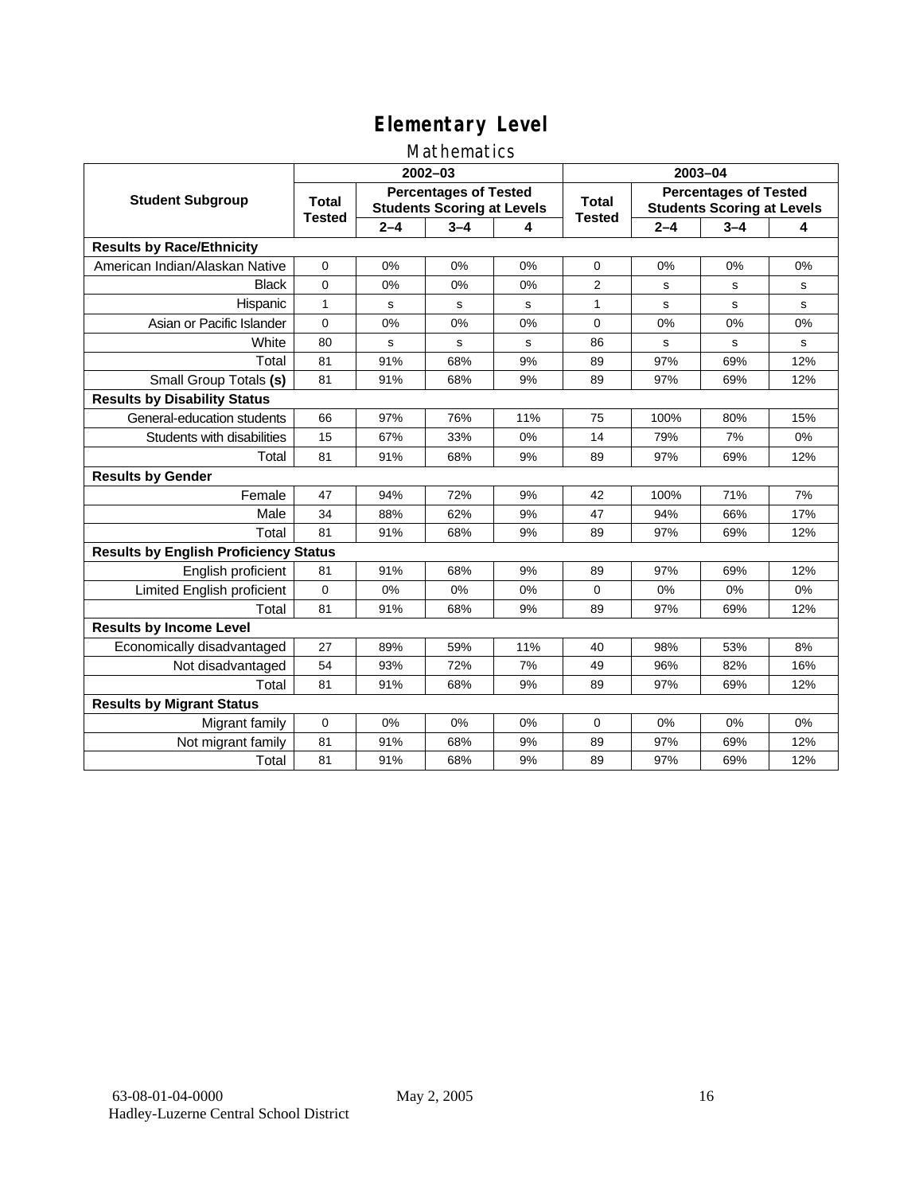# Elementary Level

## Mathematics

| Student Subgroup | 2002–03 | | | | 2003–04 | | | |
|---|---|---|---|---|---|---|---|---|
| | Total Tested | Percentages of Tested Students Scoring at Levels | | | Total Tested | Percentages of Tested Students Scoring at Levels | | |
| | | 2–4 | 3–4 | 4 | | 2–4 | 3–4 | 4 |
| **Results by Race/Ethnicity** | | | | | | | | |
| American Indian/Alaskan Native | 0 | 0% | 0% | 0% | 0 | 0% | 0% | 0% |
| Black | 0 | 0% | 0% | 0% | 2 | s | s | s |
| Hispanic | 1 | s | s | s | 1 | s | s | s |
| Asian or Pacific Islander | 0 | 0% | 0% | 0% | 0 | 0% | 0% | 0% |
| White | 80 | s | s | s | 86 | s | s | s |
| Total | 81 | 91% | 68% | 9% | 89 | 97% | 69% | 12% |
| Small Group Totals **(s)** | 81 | 91% | 68% | 9% | 89 | 97% | 69% | 12% |
| **Results by Disability Status** | | | | | | | | |
| General-education students | 66 | 97% | 76% | 11% | 75 | 100% | 80% | 15% |
| Students with disabilities | 15 | 67% | 33% | 0% | 14 | 79% | 7% | 0% |
| Total | 81 | 91% | 68% | 9% | 89 | 97% | 69% | 12% |
| **Results by Gender** | | | | | | | | |
| Female | 47 | 94% | 72% | 9% | 42 | 100% | 71% | 7% |
| Male | 34 | 88% | 62% | 9% | 47 | 94% | 66% | 17% |
| Total | 81 | 91% | 68% | 9% | 89 | 97% | 69% | 12% |
| **Results by English Proficiency Status** | | | | | | | | |
| English proficient | 81 | 91% | 68% | 9% | 89 | 97% | 69% | 12% |
| Limited English proficient | 0 | 0% | 0% | 0% | 0 | 0% | 0% | 0% |
| Total | 81 | 91% | 68% | 9% | 89 | 97% | 69% | 12% |
| **Results by Income Level** | | | | | | | | |
| Economically disadvantaged | 27 | 89% | 59% | 11% | 40 | 98% | 53% | 8% |
| Not disadvantaged | 54 | 93% | 72% | 7% | 49 | 96% | 82% | 16% |
| Total | 81 | 91% | 68% | 9% | 89 | 97% | 69% | 12% |
| **Results by Migrant Status** | | | | | | | | |
| Migrant family | 0 | 0% | 0% | 0% | 0 | 0% | 0% | 0% |
| Not migrant family | 81 | 91% | 68% | 9% | 89 | 97% | 69% | 12% |
| Total | 81 | 91% | 68% | 9% | 89 | 97% | 69% | 12% |

63-08-01-04-0000 May 2, 2005
Hadley-Luzerne Central School District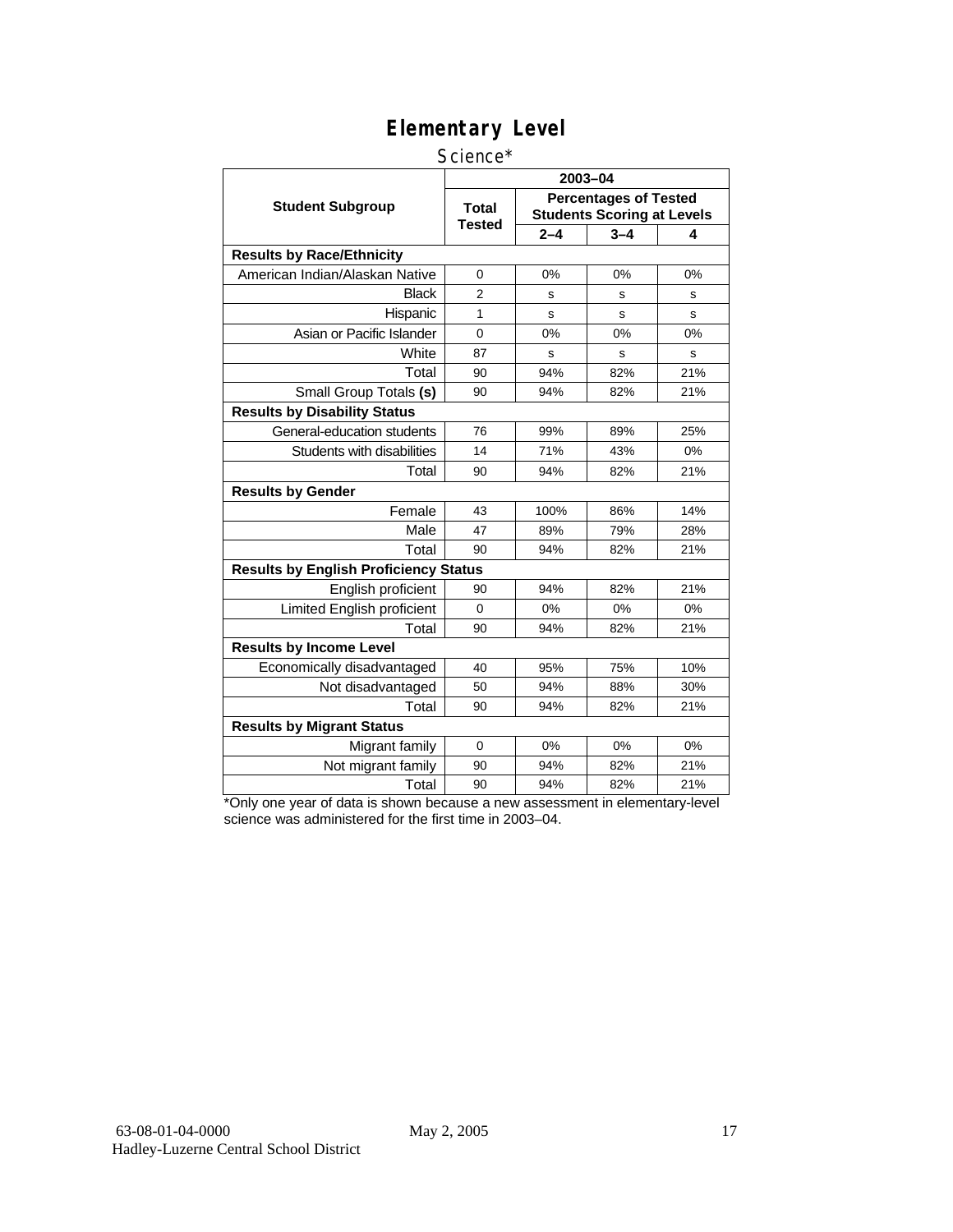# Elementary Level

Science*

| Student Subgroup | 2003–04 | | | |
|---|---|---|---|---|
| | Total Tested | Percentages of Tested Students Scoring at Levels | | |
| | | 2–4 | 3–4 | 4 |
| **Results by Race/Ethnicity** | | | | |
| American Indian/Alaskan Native | 0 | 0% | 0% | 0% |
| Black | 2 | s | s | s |
| Hispanic | 1 | s | s | s |
| Asian or Pacific Islander | 0 | 0% | 0% | 0% |
| White | 87 | s | s | s |
| Total | 90 | 94% | 82% | 21% |
| Small Group Totals **(s)** | 90 | 94% | 82% | 21% |
| **Results by Disability Status** | | | | |
| General-education students | 76 | 99% | 89% | 25% |
| Students with disabilities | 14 | 71% | 43% | 0% |
| Total | 90 | 94% | 82% | 21% |
| **Results by Gender** | | | | |
| Female | 43 | 100% | 86% | 14% |
| Male | 47 | 89% | 79% | 28% |
| Total | 90 | 94% | 82% | 21% |
| **Results by English Proficiency Status** | | | | |
| English proficient | 90 | 94% | 82% | 21% |
| Limited English proficient | 0 | 0% | 0% | 0% |
| Total | 90 | 94% | 82% | 21% |
| **Results by Income Level** | | | | |
| Economically disadvantaged | 40 | 95% | 75% | 10% |
| Not disadvantaged | 50 | 94% | 88% | 30% |
| Total | 90 | 94% | 82% | 21% |
| **Results by Migrant Status** | | | | |
| Migrant family | 0 | 0% | 0% | 0% |
| Not migrant family | 90 | 94% | 82% | 21% |
| Total | 90 | 94% | 82% | 21% |

*Only one year of data is shown because a new assessment in elementary-level science was administered for the first time in 2003–04.

63-08-01-04-0000 May 2, 2005
Hadley-Luzerne Central School District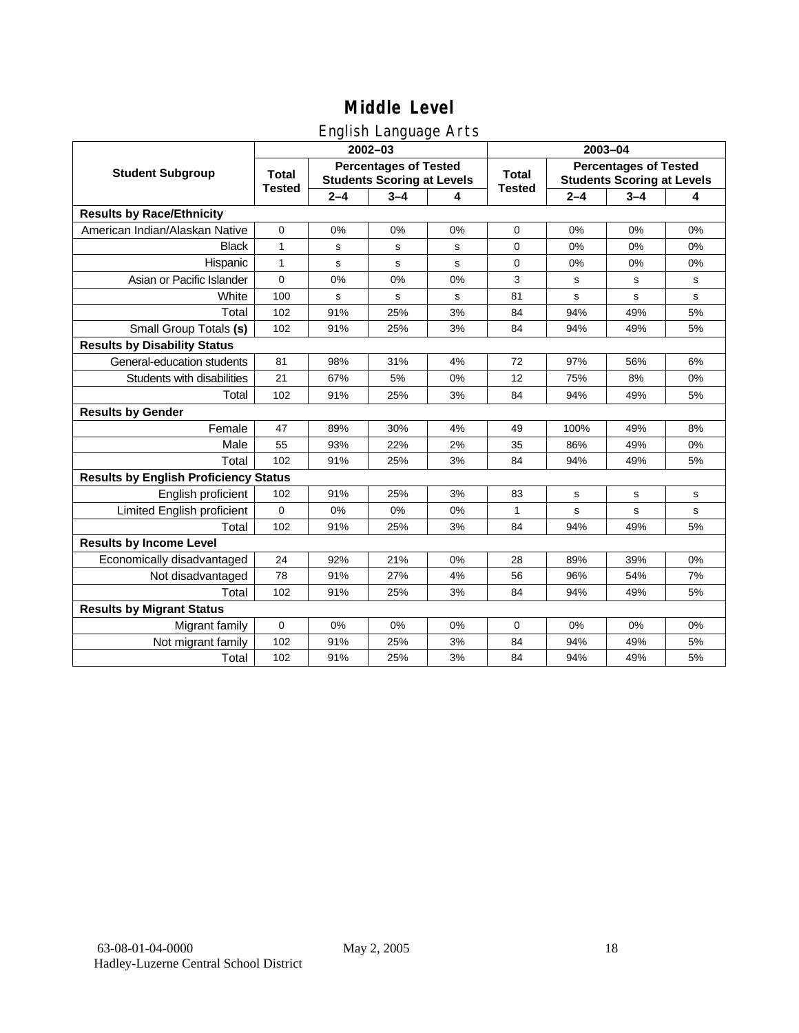# Middle Level

## English Language Arts

| Student Subgroup | 2002–03 | | | | 2003–04 | | | |
|---|---|---|---|---|---|---|---|---|
| | Total Tested | Percentages of Tested Students Scoring at Levels | | | Total Tested | Percentages of Tested Students Scoring at Levels | | |
| | | 2–4 | 3–4 | 4 | | 2–4 | 3–4 | 4 |
| **Results by Race/Ethnicity** | | | | | | | | |
| American Indian/Alaskan Native | 0 | 0% | 0% | 0% | 0 | 0% | 0% | 0% |
| Black | 1 | s | s | s | 0 | 0% | 0% | 0% |
| Hispanic | 1 | s | s | s | 0 | 0% | 0% | 0% |
| Asian or Pacific Islander | 0 | 0% | 0% | 0% | 3 | s | s | s |
| White | 100 | s | s | s | 81 | s | s | s |
| Total | 102 | 91% | 25% | 3% | 84 | 94% | 49% | 5% |
| Small Group Totals **(s)** | 102 | 91% | 25% | 3% | 84 | 94% | 49% | 5% |
| **Results by Disability Status** | | | | | | | | |
| General-education students | 81 | 98% | 31% | 4% | 72 | 97% | 56% | 6% |
| Students with disabilities | 21 | 67% | 5% | 0% | 12 | 75% | 8% | 0% |
| Total | 102 | 91% | 25% | 3% | 84 | 94% | 49% | 5% |
| **Results by Gender** | | | | | | | | |
| Female | 47 | 89% | 30% | 4% | 49 | 100% | 49% | 8% |
| Male | 55 | 93% | 22% | 2% | 35 | 86% | 49% | 0% |
| Total | 102 | 91% | 25% | 3% | 84 | 94% | 49% | 5% |
| **Results by English Proficiency Status** | | | | | | | | |
| English proficient | 102 | 91% | 25% | 3% | 83 | s | s | s |
| Limited English proficient | 0 | 0% | 0% | 0% | 1 | s | s | s |
| Total | 102 | 91% | 25% | 3% | 84 | 94% | 49% | 5% |
| **Results by Income Level** | | | | | | | | |
| Economically disadvantaged | 24 | 92% | 21% | 0% | 28 | 89% | 39% | 0% |
| Not disadvantaged | 78 | 91% | 27% | 4% | 56 | 96% | 54% | 7% |
| Total | 102 | 91% | 25% | 3% | 84 | 94% | 49% | 5% |
| **Results by Migrant Status** | | | | | | | | |
| Migrant family | 0 | 0% | 0% | 0% | 0 | 0% | 0% | 0% |
| Not migrant family | 102 | 91% | 25% | 3% | 84 | 94% | 49% | 5% |
| Total | 102 | 91% | 25% | 3% | 84 | 94% | 49% | 5% |

63-08-01-04-0000 May 2, 2005
Hadley-Luzerne Central School District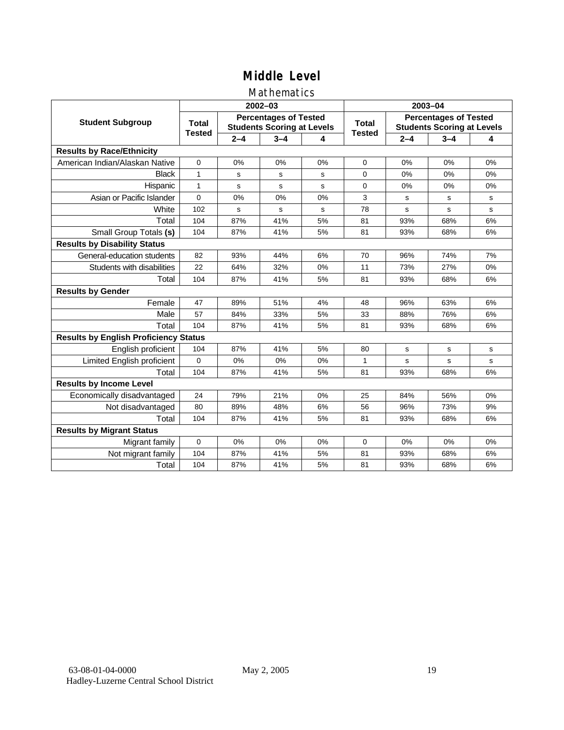# Middle Level

## Mathematics

| Student Subgroup | 2002–03 | | | | 2003–04 | | | |
|---|---|---|---|---|---|---|---|---|
| | Total Tested | Percentages of Tested Students Scoring at Levels | | | Total Tested | Percentages of Tested Students Scoring at Levels | | |
| | | 2–4 | 3–4 | 4 | | 2–4 | 3–4 | 4 |
| **Results by Race/Ethnicity** | | | | | | | | |
| American Indian/Alaskan Native | 0 | 0% | 0% | 0% | 0 | 0% | 0% | 0% |
| Black | 1 | s | s | s | 0 | 0% | 0% | 0% |
| Hispanic | 1 | s | s | s | 0 | 0% | 0% | 0% |
| Asian or Pacific Islander | 0 | 0% | 0% | 0% | 3 | s | s | s |
| White | 102 | s | s | s | 78 | s | s | s |
| Total | 104 | 87% | 41% | 5% | 81 | 93% | 68% | 6% |
| Small Group Totals **(s)** | 104 | 87% | 41% | 5% | 81 | 93% | 68% | 6% |
| **Results by Disability Status** | | | | | | | | |
| General-education students | 82 | 93% | 44% | 6% | 70 | 96% | 74% | 7% |
| Students with disabilities | 22 | 64% | 32% | 0% | 11 | 73% | 27% | 0% |
| Total | 104 | 87% | 41% | 5% | 81 | 93% | 68% | 6% |
| **Results by Gender** | | | | | | | | |
| Female | 47 | 89% | 51% | 4% | 48 | 96% | 63% | 6% |
| Male | 57 | 84% | 33% | 5% | 33 | 88% | 76% | 6% |
| Total | 104 | 87% | 41% | 5% | 81 | 93% | 68% | 6% |
| **Results by English Proficiency Status** | | | | | | | | |
| English proficient | 104 | 87% | 41% | 5% | 80 | s | s | s |
| Limited English proficient | 0 | 0% | 0% | 0% | 1 | s | s | s |
| Total | 104 | 87% | 41% | 5% | 81 | 93% | 68% | 6% |
| **Results by Income Level** | | | | | | | | |
| Economically disadvantaged | 24 | 79% | 21% | 0% | 25 | 84% | 56% | 0% |
| Not disadvantaged | 80 | 89% | 48% | 6% | 56 | 96% | 73% | 9% |
| Total | 104 | 87% | 41% | 5% | 81 | 93% | 68% | 6% |
| **Results by Migrant Status** | | | | | | | | |
| Migrant family | 0 | 0% | 0% | 0% | 0 | 0% | 0% | 0% |
| Not migrant family | 104 | 87% | 41% | 5% | 81 | 93% | 68% | 6% |
| Total | 104 | 87% | 41% | 5% | 81 | 93% | 68% | 6% |

63-08-01-04-0000 May 2, 2005
Hadley-Luzerne Central School District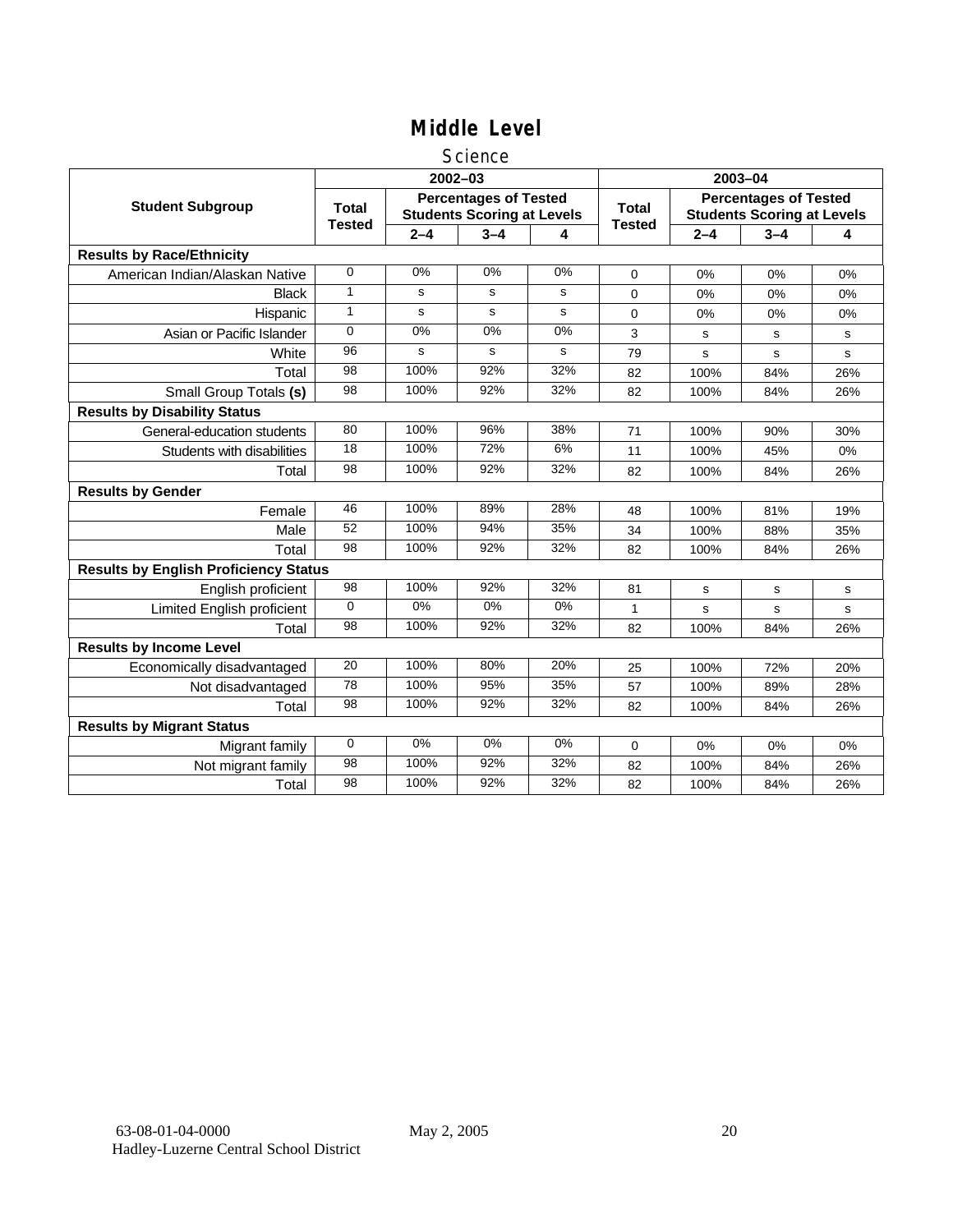# Middle Level

## Science

| Student Subgroup | 2002–03 | | | | 2003–04 | | | |
|---|---|---|---|---|---|---|---|---|
| | Total Tested | Percentages of Tested Students Scoring at Levels | | | Total Tested | Percentages of Tested Students Scoring at Levels | | |
| | | 2–4 | 3–4 | 4 | | 2–4 | 3–4 | 4 |
| **Results by Race/Ethnicity** | | | | | | | | |
| American Indian/Alaskan Native | 0 | 0% | 0% | 0% | 0 | 0% | 0% | 0% |
| Black | 1 | s | s | s | 0 | 0% | 0% | 0% |
| Hispanic | 1 | s | s | s | 0 | 0% | 0% | 0% |
| Asian or Pacific Islander | 0 | 0% | 0% | 0% | 3 | s | s | s |
| White | 96 | s | s | s | 79 | s | s | s |
| Total | 98 | 100% | 92% | 32% | 82 | 100% | 84% | 26% |
| Small Group Totals **(s)** | 98 | 100% | 92% | 32% | 82 | 100% | 84% | 26% |
| **Results by Disability Status** | | | | | | | | |
| General-education students | 80 | 100% | 96% | 38% | 71 | 100% | 90% | 30% |
| Students with disabilities | 18 | 100% | 72% | 6% | 11 | 100% | 45% | 0% |
| Total | 98 | 100% | 92% | 32% | 82 | 100% | 84% | 26% |
| **Results by Gender** | | | | | | | | |
| Female | 46 | 100% | 89% | 28% | 48 | 100% | 81% | 19% |
| Male | 52 | 100% | 94% | 35% | 34 | 100% | 88% | 35% |
| Total | 98 | 100% | 92% | 32% | 82 | 100% | 84% | 26% |
| **Results by English Proficiency Status** | | | | | | | | |
| English proficient | 98 | 100% | 92% | 32% | 81 | s | s | s |
| Limited English proficient | 0 | 0% | 0% | 0% | 1 | s | s | s |
| Total | 98 | 100% | 92% | 32% | 82 | 100% | 84% | 26% |
| **Results by Income Level** | | | | | | | | |
| Economically disadvantaged | 20 | 100% | 80% | 20% | 25 | 100% | 72% | 20% |
| Not disadvantaged | 78 | 100% | 95% | 35% | 57 | 100% | 89% | 28% |
| Total | 98 | 100% | 92% | 32% | 82 | 100% | 84% | 26% |
| **Results by Migrant Status** | | | | | | | | |
| Migrant family | 0 | 0% | 0% | 0% | 0 | 0% | 0% | 0% |
| Not migrant family | 98 | 100% | 92% | 32% | 82 | 100% | 84% | 26% |
| Total | 98 | 100% | 92% | 32% | 82 | 100% | 84% | 26% |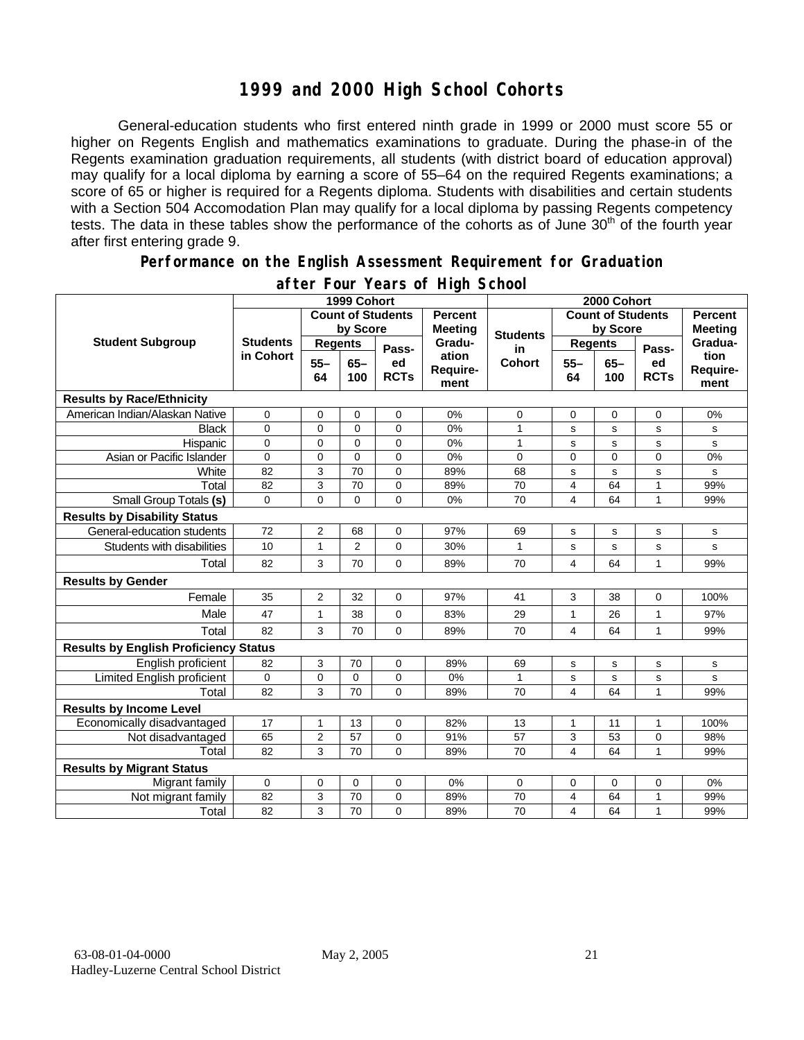# 1999 and 2000 High School Cohorts

General-education students who first entered ninth grade in 1999 or 2000 must score 55 or higher on Regents English and mathematics examinations to graduate. During the phase-in of the Regents examination graduation requirements, all students (with district board of education approval) may qualify for a local diploma by earning a score of 55–64 on the required Regents examinations; a score of 65 or higher is required for a Regents diploma. Students with disabilities and certain students with a Section 504 Accomodation Plan may qualify for a local diploma by passing Regents competency tests. The data in these tables show the performance of the cohorts as of June 30th of the fourth year after first entering grade 9.

## Performance on the English Assessment Requirement for Graduation after Four Years of High School

| Student Subgroup | 1999 Cohort | | | | | 2000 Cohort | | | | |
|---|---|---|---|---|---|---|---|---|---|---|
| | Students in Cohort | Count of Students by Score | | | Percent Meeting Graduation Requirement | Students in Cohort | Count of Students by Score | | | Percent Meeting Graduation Requirement |
| | | Regents 55–64 | Regents 65–100 | Passed RCTs | | | Regents 55–64 | Regents 65–100 | Passed RCTs | |
| **Results by Race/Ethnicity** | | | | | | | | | | |
| American Indian/Alaskan Native | 0 | 0 | 0 | 0 | 0% | 0 | 0 | 0 | 0 | 0% |
| Black | 0 | 0 | 0 | 0 | 0% | 1 | s | s | s | s |
| Hispanic | 0 | 0 | 0 | 0 | 0% | 1 | s | s | s | s |
| Asian or Pacific Islander | 0 | 0 | 0 | 0 | 0% | 0 | 0 | 0 | 0 | 0% |
| White | 82 | 3 | 70 | 0 | 89% | 68 | s | s | s | s |
| Total | 82 | 3 | 70 | 0 | 89% | 70 | 4 | 64 | 1 | 99% |
| Small Group Totals **(s)** | 0 | 0 | 0 | 0 | 0% | 70 | 4 | 64 | 1 | 99% |
| **Results by Disability Status** | | | | | | | | | | |
| General-education students | 72 | 2 | 68 | 0 | 97% | 69 | s | s | s | s |
| Students with disabilities | 10 | 1 | 2 | 0 | 30% | 1 | s | s | s | s |
| Total | 82 | 3 | 70 | 0 | 89% | 70 | 4 | 64 | 1 | 99% |
| **Results by Gender** | | | | | | | | | | |
| Female | 35 | 2 | 32 | 0 | 97% | 41 | 3 | 38 | 0 | 100% |
| Male | 47 | 1 | 38 | 0 | 83% | 29 | 1 | 26 | 1 | 97% |
| Total | 82 | 3 | 70 | 0 | 89% | 70 | 4 | 64 | 1 | 99% |
| **Results by English Proficiency Status** | | | | | | | | | | |
| English proficient | 82 | 3 | 70 | 0 | 89% | 69 | s | s | s | s |
| Limited English proficient | 0 | 0 | 0 | 0 | 0% | 1 | s | s | s | s |
| Total | 82 | 3 | 70 | 0 | 89% | 70 | 4 | 64 | 1 | 99% |
| **Results by Income Level** | | | | | | | | | | |
| Economically disadvantaged | 17 | 1 | 13 | 0 | 82% | 13 | 1 | 11 | 1 | 100% |
| Not disadvantaged | 65 | 2 | 57 | 0 | 91% | 57 | 3 | 53 | 0 | 98% |
| Total | 82 | 3 | 70 | 0 | 89% | 70 | 4 | 64 | 1 | 99% |
| **Results by Migrant Status** | | | | | | | | | | |
| Migrant family | 0 | 0 | 0 | 0 | 0% | 0 | 0 | 0 | 0 | 0% |
| Not migrant family | 82 | 3 | 70 | 0 | 89% | 70 | 4 | 64 | 1 | 99% |
| Total | 82 | 3 | 70 | 0 | 89% | 70 | 4 | 64 | 1 | 99% |

63-08-01-04-0000 May 2, 2005
Hadley-Luzerne Central School District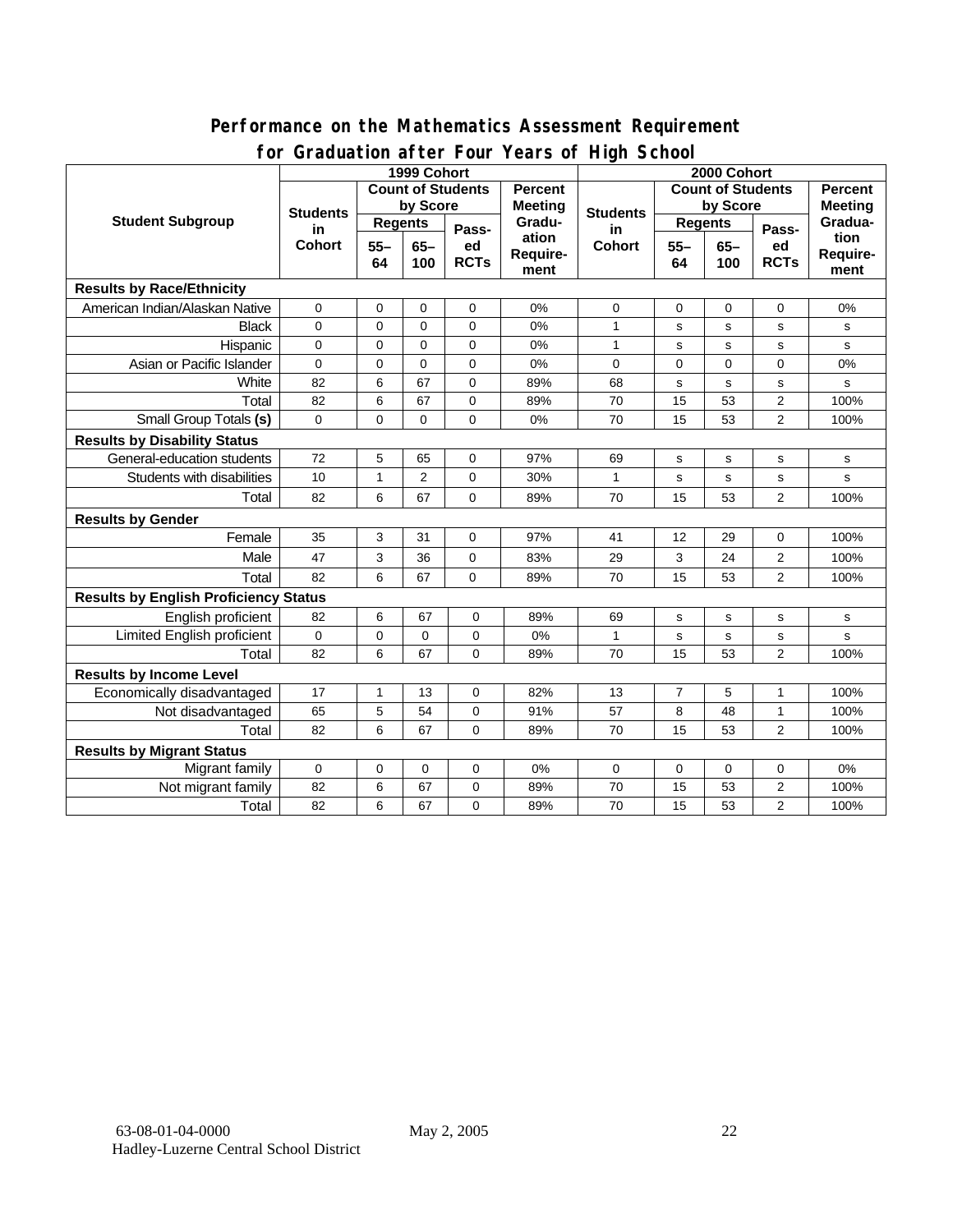## Performance on the Mathematics Assessment Requirement for Graduation after Four Years of High School

| Student Subgroup | 1999 Cohort | | | | | 2000 Cohort | | | | |
|---|---|---|---|---|---|---|---|---|---|---|
| | Students in Cohort | Count of Students by Score | | | Percent Meeting Graduation Requirement | Students in Cohort | Count of Students by Score | | | Percent Meeting Graduation Requirement |
| | | Regents 55–64 | Regents 65–100 | Passed RCTs | | | Regents 55–64 | Regents 65–100 | Passed RCTs | |
| **Results by Race/Ethnicity** | | | | | | | | | | |
| American Indian/Alaskan Native | 0 | 0 | 0 | 0 | 0% | 0 | 0 | 0 | 0 | 0% |
| Black | 0 | 0 | 0 | 0 | 0% | 1 | s | s | s | s |
| Hispanic | 0 | 0 | 0 | 0 | 0% | 1 | s | s | s | s |
| Asian or Pacific Islander | 0 | 0 | 0 | 0 | 0% | 0 | 0 | 0 | 0 | 0% |
| White | 82 | 6 | 67 | 0 | 89% | 68 | s | s | s | s |
| Total | 82 | 6 | 67 | 0 | 89% | 70 | 15 | 53 | 2 | 100% |
| Small Group Totals **(s)** | 0 | 0 | 0 | 0 | 0% | 70 | 15 | 53 | 2 | 100% |
| **Results by Disability Status** | | | | | | | | | | |
| General-education students | 72 | 5 | 65 | 0 | 97% | 69 | s | s | s | s |
| Students with disabilities | 10 | 1 | 2 | 0 | 30% | 1 | s | s | s | s |
| Total | 82 | 6 | 67 | 0 | 89% | 70 | 15 | 53 | 2 | 100% |
| **Results by Gender** | | | | | | | | | | |
| Female | 35 | 3 | 31 | 0 | 97% | 41 | 12 | 29 | 0 | 100% |
| Male | 47 | 3 | 36 | 0 | 83% | 29 | 3 | 24 | 2 | 100% |
| Total | 82 | 6 | 67 | 0 | 89% | 70 | 15 | 53 | 2 | 100% |
| **Results by English Proficiency Status** | | | | | | | | | | |
| English proficient | 82 | 6 | 67 | 0 | 89% | 69 | s | s | s | s |
| Limited English proficient | 0 | 0 | 0 | 0 | 0% | 1 | s | s | s | s |
| Total | 82 | 6 | 67 | 0 | 89% | 70 | 15 | 53 | 2 | 100% |
| **Results by Income Level** | | | | | | | | | | |
| Economically disadvantaged | 17 | 1 | 13 | 0 | 82% | 13 | 7 | 5 | 1 | 100% |
| Not disadvantaged | 65 | 5 | 54 | 0 | 91% | 57 | 8 | 48 | 1 | 100% |
| Total | 82 | 6 | 67 | 0 | 89% | 70 | 15 | 53 | 2 | 100% |
| **Results by Migrant Status** | | | | | | | | | | |
| Migrant family | 0 | 0 | 0 | 0 | 0% | 0 | 0 | 0 | 0 | 0% |
| Not migrant family | 82 | 6 | 67 | 0 | 89% | 70 | 15 | 53 | 2 | 100% |
| Total | 82 | 6 | 67 | 0 | 89% | 70 | 15 | 53 | 2 | 100% |

63-08-01-04-0000 May 2, 2005
Hadley-Luzerne Central School District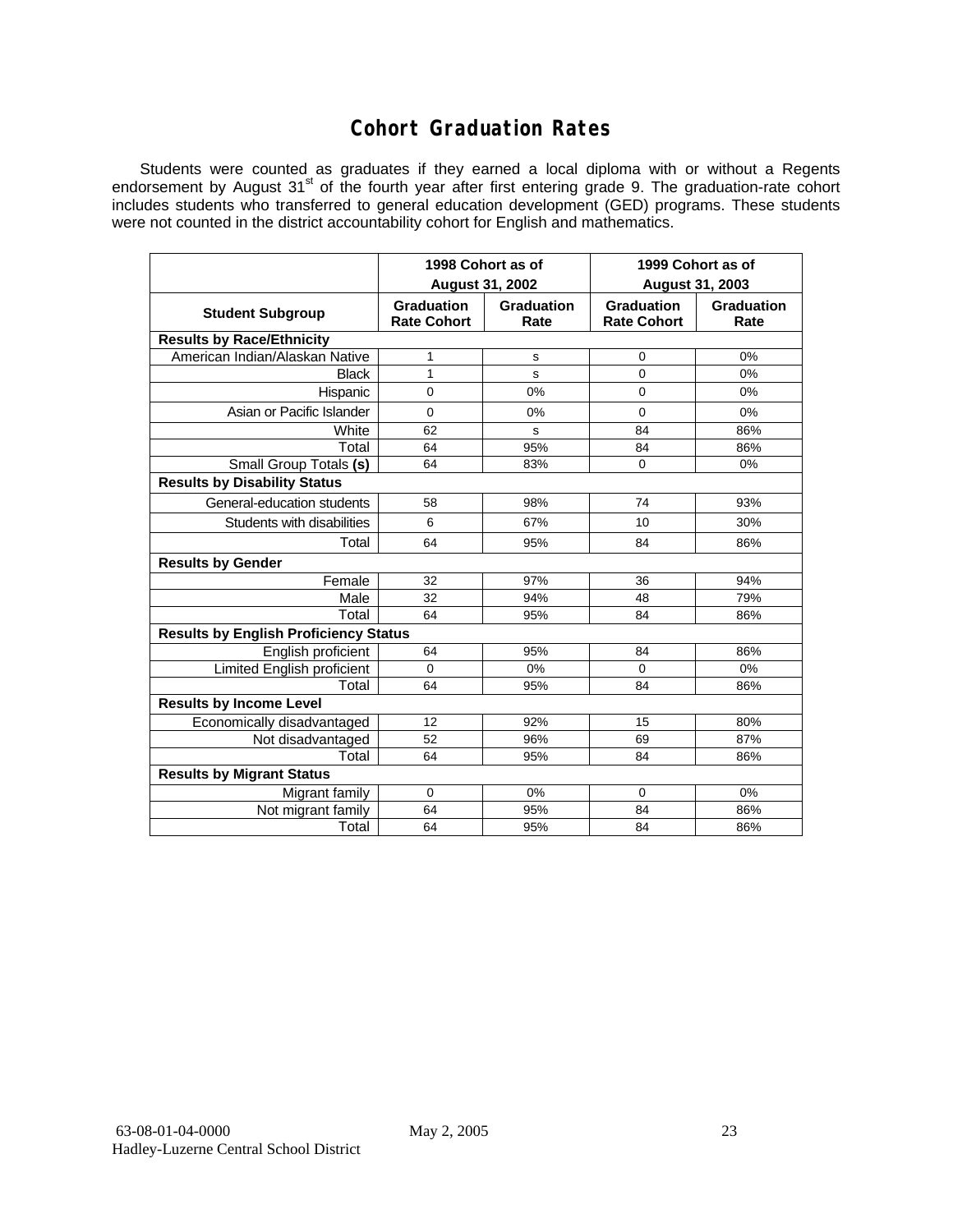# Cohort Graduation Rates

Students were counted as graduates if they earned a local diploma with or without a Regents endorsement by August 31st of the fourth year after first entering grade 9. The graduation-rate cohort includes students who transferred to general education development (GED) programs. These students were not counted in the district accountability cohort for English and mathematics.

| Student Subgroup | 1998 Cohort as of August 31, 2002 | | 1999 Cohort as of August 31, 2003 | |
|---|---|---|---|---|
| | Graduation Rate Cohort | Graduation Rate | Graduation Rate Cohort | Graduation Rate |
| **Results by Race/Ethnicity** | | | | |
| American Indian/Alaskan Native | 1 | s | 0 | 0% |
| Black | 1 | s | 0 | 0% |
| Hispanic | 0 | 0% | 0 | 0% |
| Asian or Pacific Islander | 0 | 0% | 0 | 0% |
| White | 62 | s | 84 | 86% |
| Total | 64 | 95% | 84 | 86% |
| Small Group Totals **(s)** | 64 | 83% | 0 | 0% |
| **Results by Disability Status** | | | | |
| General-education students | 58 | 98% | 74 | 93% |
| Students with disabilities | 6 | 67% | 10 | 30% |
| Total | 64 | 95% | 84 | 86% |
| **Results by Gender** | | | | |
| Female | 32 | 97% | 36 | 94% |
| Male | 32 | 94% | 48 | 79% |
| Total | 64 | 95% | 84 | 86% |
| **Results by English Proficiency Status** | | | | |
| English proficient | 64 | 95% | 84 | 86% |
| Limited English proficient | 0 | 0% | 0 | 0% |
| Total | 64 | 95% | 84 | 86% |
| **Results by Income Level** | | | | |
| Economically disadvantaged | 12 | 92% | 15 | 80% |
| Not disadvantaged | 52 | 96% | 69 | 87% |
| Total | 64 | 95% | 84 | 86% |
| **Results by Migrant Status** | | | | |
| Migrant family | 0 | 0% | 0 | 0% |
| Not migrant family | 64 | 95% | 84 | 86% |
| Total | 64 | 95% | 84 | 86% |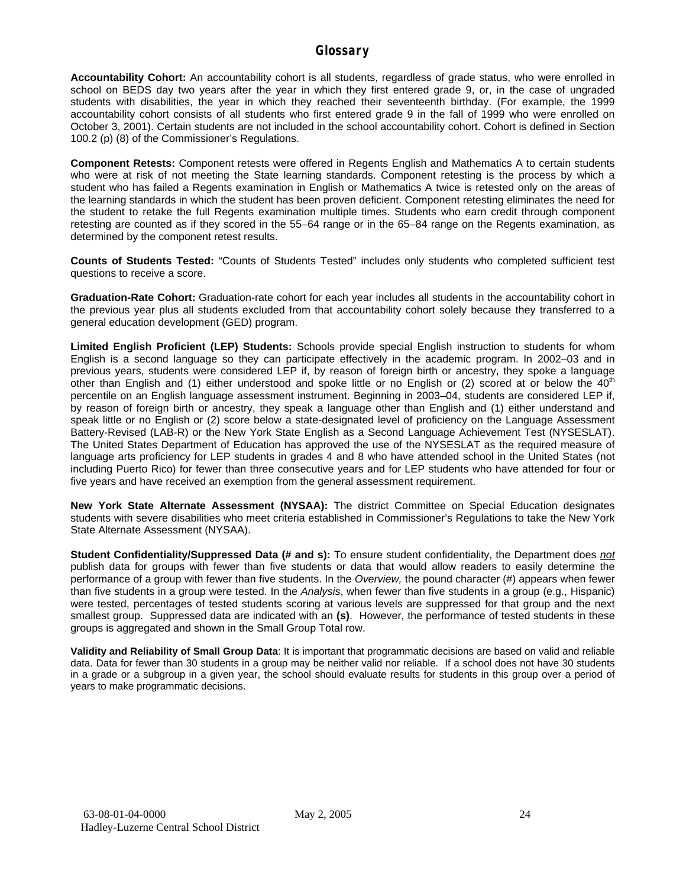# Glossary

**Accountability Cohort:** An accountability cohort is all students, regardless of grade status, who were enrolled in school on BEDS day two years after the year in which they first entered grade 9, or, in the case of ungraded students with disabilities, the year in which they reached their seventeenth birthday. (For example, the 1999 accountability cohort consists of all students who first entered grade 9 in the fall of 1999 who were enrolled on October 3, 2001). Certain students are not included in the school accountability cohort. Cohort is defined in Section 100.2 (p) (8) of the Commissioner's Regulations.

**Component Retests:** Component retests were offered in Regents English and Mathematics A to certain students who were at risk of not meeting the State learning standards. Component retesting is the process by which a student who has failed a Regents examination in English or Mathematics A twice is retested only on the areas of the learning standards in which the student has been proven deficient. Component retesting eliminates the need for the student to retake the full Regents examination multiple times. Students who earn credit through component retesting are counted as if they scored in the 55–64 range or in the 65–84 range on the Regents examination, as determined by the component retest results.

**Counts of Students Tested:** "Counts of Students Tested" includes only students who completed sufficient test questions to receive a score.

**Graduation-Rate Cohort:** Graduation-rate cohort for each year includes all students in the accountability cohort in the previous year plus all students excluded from that accountability cohort solely because they transferred to a general education development (GED) program.

**Limited English Proficient (LEP) Students:** Schools provide special English instruction to students for whom English is a second language so they can participate effectively in the academic program. In 2002–03 and in previous years, students were considered LEP if, by reason of foreign birth or ancestry, they spoke a language other than English and (1) either understood and spoke little or no English or (2) scored at or below the 40th percentile on an English language assessment instrument. Beginning in 2003–04, students are considered LEP if, by reason of foreign birth or ancestry, they speak a language other than English and (1) either understand and speak little or no English or (2) score below a state-designated level of proficiency on the Language Assessment Battery-Revised (LAB-R) or the New York State English as a Second Language Achievement Test (NYSESLAT). The United States Department of Education has approved the use of the NYSESLAT as the required measure of language arts proficiency for LEP students in grades 4 and 8 who have attended school in the United States (not including Puerto Rico) for fewer than three consecutive years and for LEP students who have attended for four or five years and have received an exemption from the general assessment requirement.

**New York State Alternate Assessment (NYSAA):** The district Committee on Special Education designates students with severe disabilities who meet criteria established in Commissioner's Regulations to take the New York State Alternate Assessment (NYSAA).

**Student Confidentiality/Suppressed Data (# and s):** To ensure student confidentiality, the Department does *not* publish data for groups with fewer than five students or data that would allow readers to easily determine the performance of a group with fewer than five students. In the *Overview,* the pound character (#) appears when fewer than five students in a group were tested. In the *Analysis*, when fewer than five students in a group (e.g., Hispanic) were tested, percentages of tested students scoring at various levels are suppressed for that group and the next smallest group. Suppressed data are indicated with an **(s)**. However, the performance of tested students in these groups is aggregated and shown in the Small Group Total row.

**Validity and Reliability of Small Group Data**: It is important that programmatic decisions are based on valid and reliable data. Data for fewer than 30 students in a group may be neither valid nor reliable. If a school does not have 30 students in a grade or a subgroup in a given year, the school should evaluate results for students in this group over a period of years to make programmatic decisions.